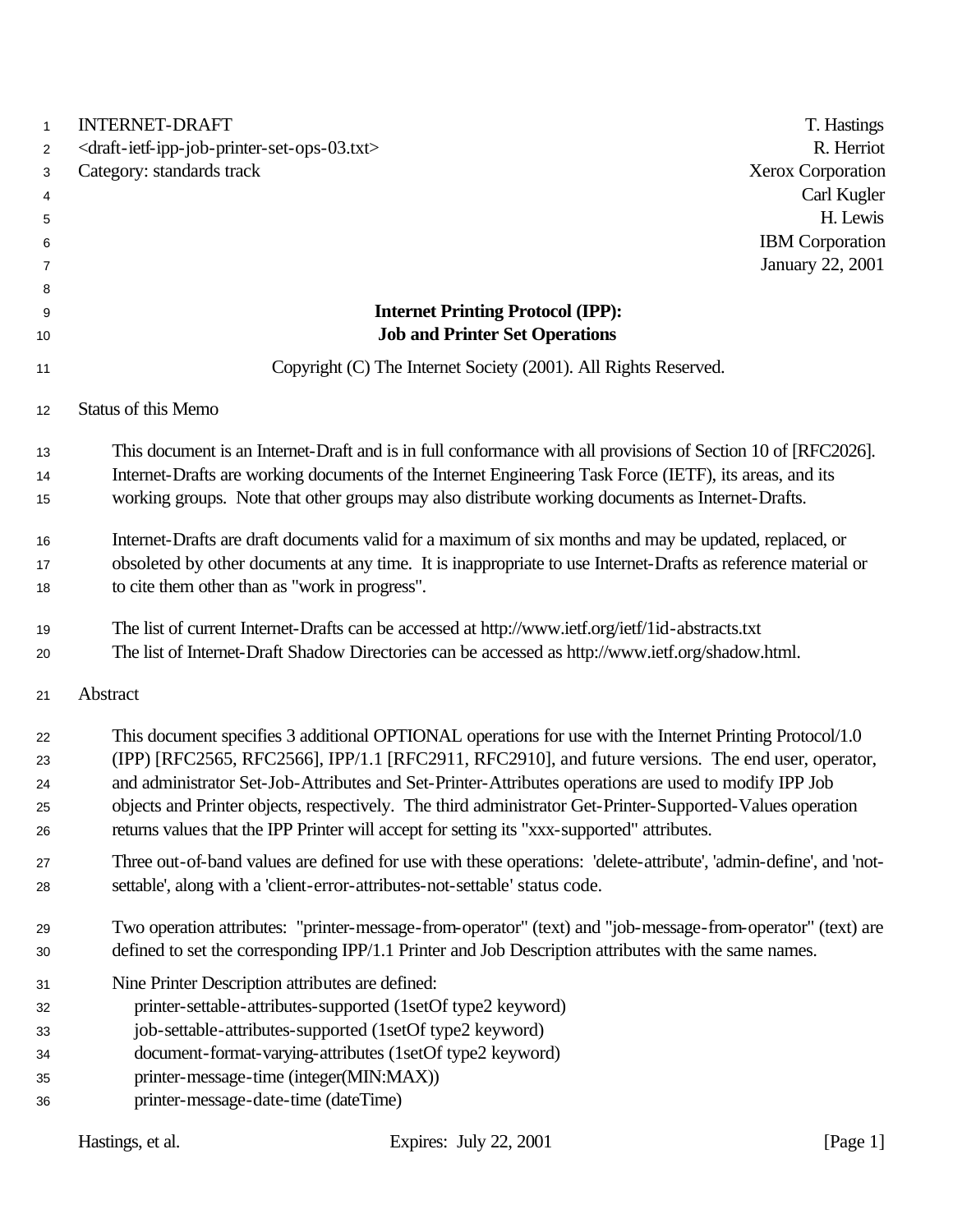INTERNET-DRAFT T. Hastings
<draft-ietf-ipp-job-printer-set-ops-03.txt> R. Herriot
Category: standards track Xerox Corporation
Carl Kugler
H. Lewis
IBM Corporation
January 22, 2001

# Internet Printing Protocol (IPP): Job and Printer Set Operations

Copyright (C) The Internet Society (2001). All Rights Reserved.

## Status of this Memo

This document is an Internet-Draft and is in full conformance with all provisions of Section 10 of [RFC2026]. Internet-Drafts are working documents of the Internet Engineering Task Force (IETF), its areas, and its working groups. Note that other groups may also distribute working documents as Internet-Drafts.

Internet-Drafts are draft documents valid for a maximum of six months and may be updated, replaced, or obsoleted by other documents at any time. It is inappropriate to use Internet-Drafts as reference material or to cite them other than as "work in progress".

The list of current Internet-Drafts can be accessed at http://www.ietf.org/ietf/1id-abstracts.txt
The list of Internet-Draft Shadow Directories can be accessed as http://www.ietf.org/shadow.html.

## Abstract

This document specifies 3 additional OPTIONAL operations for use with the Internet Printing Protocol/1.0 (IPP) [RFC2565, RFC2566], IPP/1.1 [RFC2911, RFC2910], and future versions. The end user, operator, and administrator Set-Job-Attributes and Set-Printer-Attributes operations are used to modify IPP Job objects and Printer objects, respectively. The third administrator Get-Printer-Supported-Values operation returns values that the IPP Printer will accept for setting its "xxx-supported" attributes.

Three out-of-band values are defined for use with these operations: 'delete-attribute', 'admin-define', and 'not-settable', along with a 'client-error-attributes-not-settable' status code.

Two operation attributes: "printer-message-from-operator" (text) and "job-message-from-operator" (text) are defined to set the corresponding IPP/1.1 Printer and Job Description attributes with the same names.

Nine Printer Description attributes are defined:
printer-settable-attributes-supported (1setOf type2 keyword)
job-settable-attributes-supported (1setOf type2 keyword)
document-format-varying-attributes (1setOf type2 keyword)
printer-message-time (integer(MIN:MAX))
printer-message-date-time (dateTime)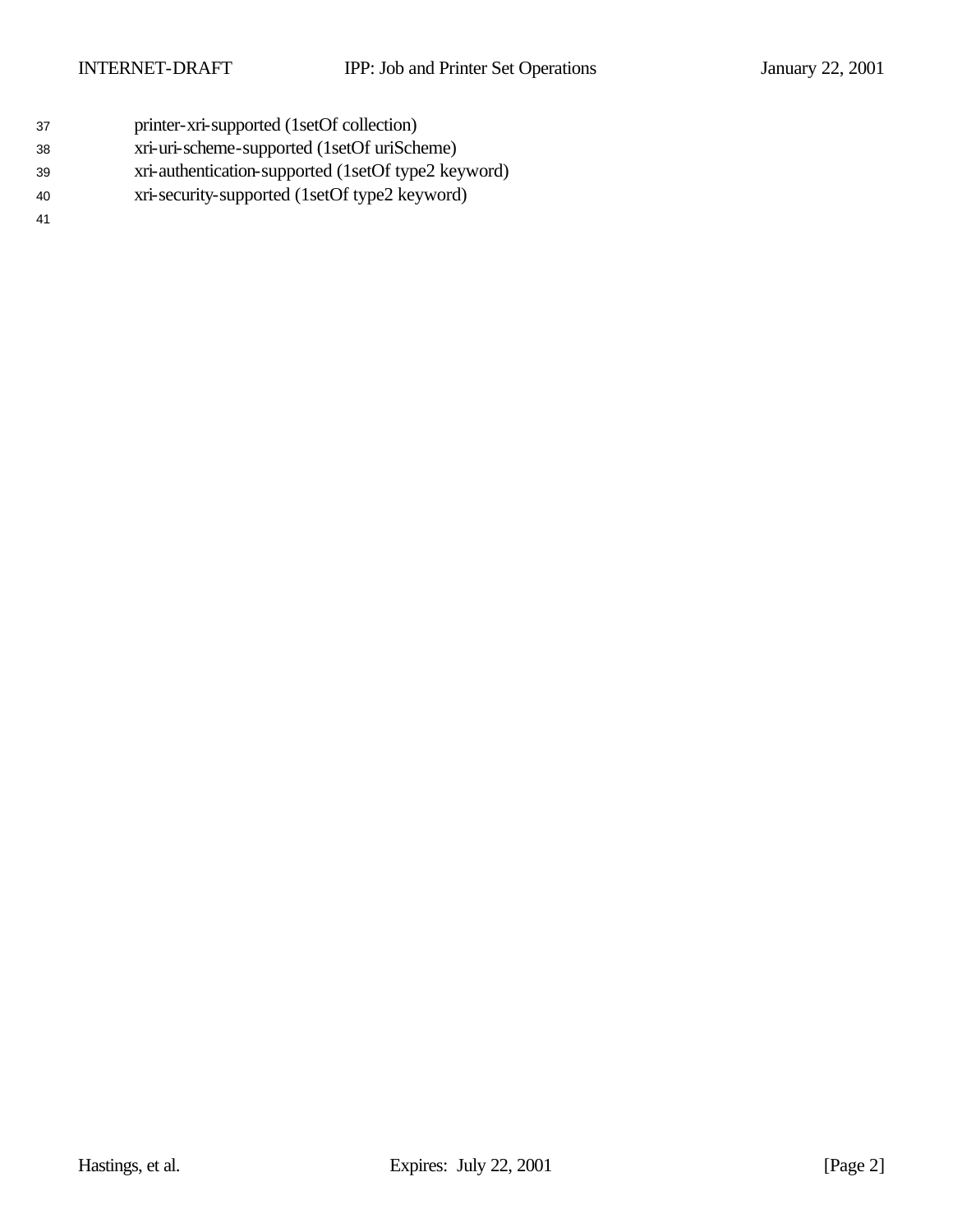printer-xri-supported (1setOf collection)
xri-uri-scheme-supported (1setOf uriScheme)
xri-authentication-supported (1setOf type2 keyword)
xri-security-supported (1setOf type2 keyword)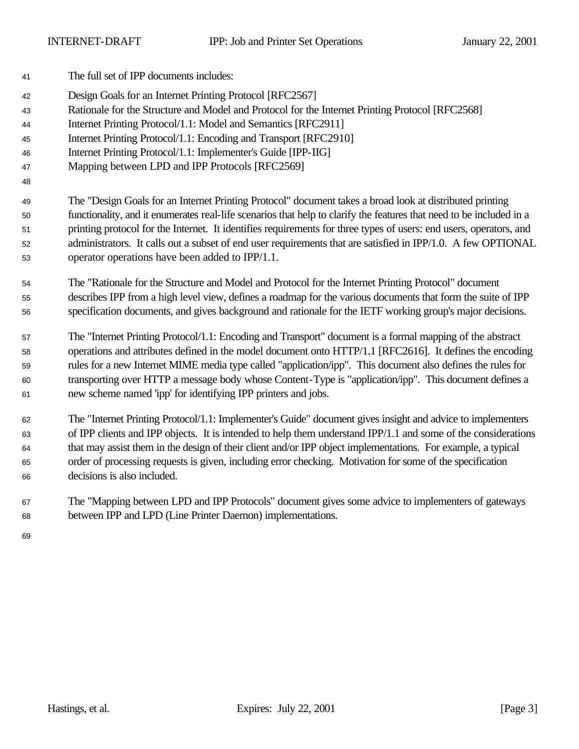The full set of IPP documents includes:

Design Goals for an Internet Printing Protocol [RFC2567]
Rationale for the Structure and Model and Protocol for the Internet Printing Protocol [RFC2568]
Internet Printing Protocol/1.1: Model and Semantics [RFC2911]
Internet Printing Protocol/1.1: Encoding and Transport [RFC2910]
Internet Printing Protocol/1.1: Implementer's Guide [IPP-IIG]
Mapping between LPD and IPP Protocols [RFC2569]

The "Design Goals for an Internet Printing Protocol" document takes a broad look at distributed printing functionality, and it enumerates real-life scenarios that help to clarify the features that need to be included in a printing protocol for the Internet. It identifies requirements for three types of users: end users, operators, and administrators. It calls out a subset of end user requirements that are satisfied in IPP/1.0. A few OPTIONAL operator operations have been added to IPP/1.1.

The "Rationale for the Structure and Model and Protocol for the Internet Printing Protocol" document describes IPP from a high level view, defines a roadmap for the various documents that form the suite of IPP specification documents, and gives background and rationale for the IETF working group's major decisions.

The "Internet Printing Protocol/1.1: Encoding and Transport" document is a formal mapping of the abstract operations and attributes defined in the model document onto HTTP/1.1 [RFC2616]. It defines the encoding rules for a new Internet MIME media type called "application/ipp". This document also defines the rules for transporting over HTTP a message body whose Content-Type is "application/ipp". This document defines a new scheme named 'ipp' for identifying IPP printers and jobs.

The "Internet Printing Protocol/1.1: Implementer's Guide" document gives insight and advice to implementers of IPP clients and IPP objects. It is intended to help them understand IPP/1.1 and some of the considerations that may assist them in the design of their client and/or IPP object implementations. For example, a typical order of processing requests is given, including error checking. Motivation for some of the specification decisions is also included.

The "Mapping between LPD and IPP Protocols" document gives some advice to implementers of gateways between IPP and LPD (Line Printer Daemon) implementations.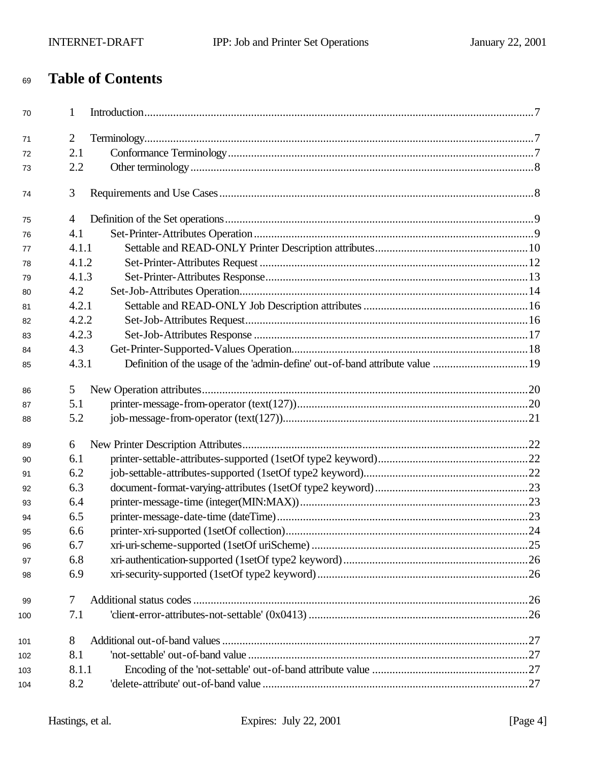# Table of Contents

1 Introduction........................................................................................................................7

2 Terminology........................................................................................................................7
2.1 Conformance Terminology..........................................................................................7
2.2 Other terminology.......................................................................................................8

3 Requirements and Use Cases............................................................................................8

4 Definition of the Set operations..........................................................................................9
4.1 Set-Printer-Attributes Operation.................................................................................9
4.1.1 Settable and READ-ONLY Printer Description attributes.....................................................10
4.1.2 Set-Printer-Attributes Request.............................................................................12
4.1.3 Set-Printer-Attributes Response...........................................................................13
4.2 Set-Job-Attributes Operation....................................................................................14
4.2.1 Settable and READ-ONLY Job Description attributes.........................................................16
4.2.2 Set-Job-Attributes Request.................................................................................16
4.2.3 Set-Job-Attributes Response...............................................................................17
4.3 Get-Printer-Supported-Values Operation.................................................................18
4.3.1 Definition of the usage of the 'admin-define' out-of-band attribute value .................................19

5 New Operation attributes.................................................................................................20
5.1 printer-message-from-operator (text(127))...............................................................20
5.2 job-message-from-operator (text(127))....................................................................21

6 New Printer Description Attributes...................................................................................22
6.1 printer-settable-attributes-supported (1setOf type2 keyword)....................................................22
6.2 job-settable-attributes-supported (1setOf type2 keyword).........................................................22
6.3 document-format-varying-attributes (1setOf type2 keyword)......................................................23
6.4 printer-message-time (integer(MIN:MAX))................................................................23
6.5 printer-message-date-time (dateTime).......................................................................23
6.6 printer-xri-supported (1setOf collection)....................................................................24
6.7 xri-uri-scheme-supported (1setOf uriScheme)............................................................25
6.8 xri-authentication-supported (1setOf type2 keyword)................................................................26
6.9 xri-security-supported (1setOf type2 keyword).........................................................................26

7 Additional status codes....................................................................................................26
7.1 'client-error-attributes-not-settable' (0x0413)............................................................26

8 Additional out-of-band values..........................................................................................27
8.1 'not-settable' out-of-band value.................................................................................27
8.1.1 Encoding of the 'not-settable' out-of-band attribute value.......................................................27
8.2 'delete-attribute' out-of-band value............................................................................27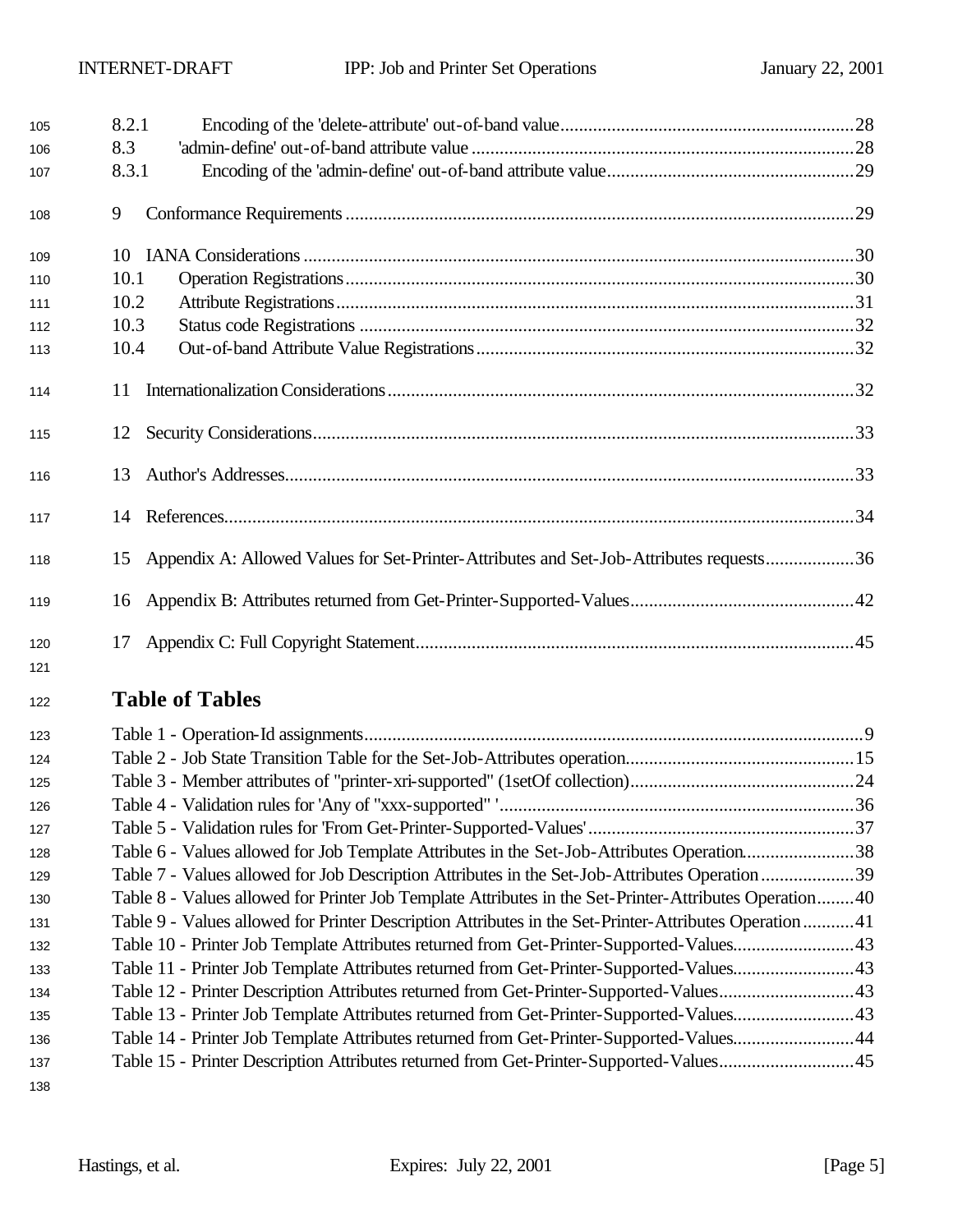8.2.1 Encoding of the 'delete-attribute' out-of-band value ..... 28
8.3 'admin-define' out-of-band attribute value ..... 28
8.3.1 Encoding of the 'admin-define' out-of-band attribute value ..... 29

9 Conformance Requirements ..... 29

10 IANA Considerations ..... 30
10.1 Operation Registrations ..... 30
10.2 Attribute Registrations ..... 31
10.3 Status code Registrations ..... 32
10.4 Out-of-band Attribute Value Registrations ..... 32

11 Internationalization Considerations ..... 32

12 Security Considerations ..... 33

13 Author's Addresses ..... 33

14 References ..... 34

15 Appendix A: Allowed Values for Set-Printer-Attributes and Set-Job-Attributes requests ..... 36

16 Appendix B: Attributes returned from Get-Printer-Supported-Values ..... 42

17 Appendix C: Full Copyright Statement ..... 45

## Table of Tables

Table 1 - Operation-Id assignments ..... 9
Table 2 - Job State Transition Table for the Set-Job-Attributes operation ..... 15
Table 3 - Member attributes of "printer-xri-supported" (1setOf collection) ..... 24
Table 4 - Validation rules for 'Any of "xxx-supported" ' ..... 36
Table 5 - Validation rules for 'From Get-Printer-Supported-Values' ..... 37
Table 6 - Values allowed for Job Template Attributes in the Set-Job-Attributes Operation ..... 38
Table 7 - Values allowed for Job Description Attributes in the Set-Job-Attributes Operation ..... 39
Table 8 - Values allowed for Printer Job Template Attributes in the Set-Printer-Attributes Operation ..... 40
Table 9 - Values allowed for Printer Description Attributes in the Set-Printer-Attributes Operation ..... 41
Table 10 - Printer Job Template Attributes returned from Get-Printer-Supported-Values ..... 43
Table 11 - Printer Job Template Attributes returned from Get-Printer-Supported-Values ..... 43
Table 12 - Printer Description Attributes returned from Get-Printer-Supported-Values ..... 43
Table 13 - Printer Job Template Attributes returned from Get-Printer-Supported-Values ..... 43
Table 14 - Printer Job Template Attributes returned from Get-Printer-Supported-Values ..... 44
Table 15 - Printer Description Attributes returned from Get-Printer-Supported-Values ..... 45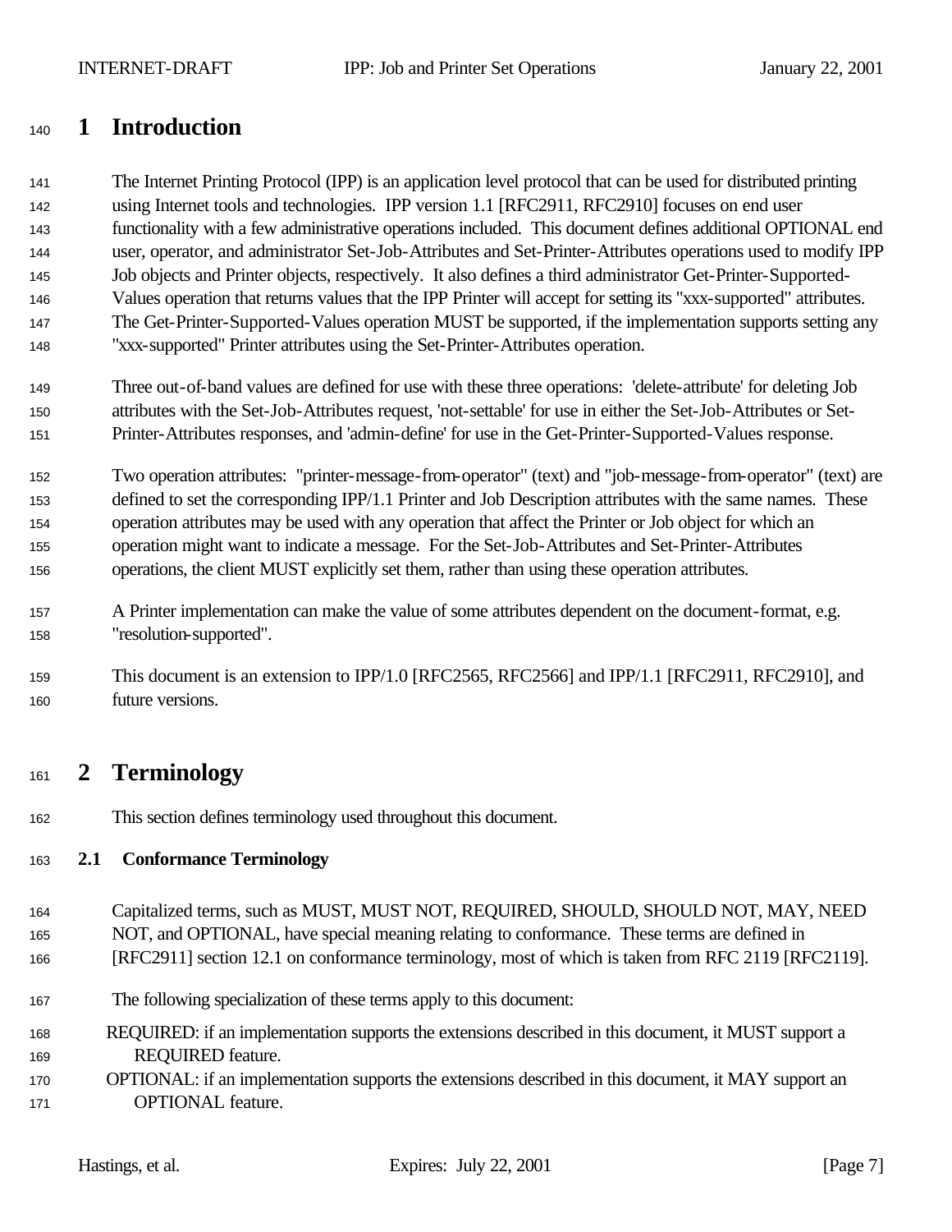# 1 Introduction

The Internet Printing Protocol (IPP) is an application level protocol that can be used for distributed printing using Internet tools and technologies. IPP version 1.1 [RFC2911, RFC2910] focuses on end user functionality with a few administrative operations included. This document defines additional OPTIONAL end user, operator, and administrator Set-Job-Attributes and Set-Printer-Attributes operations used to modify IPP Job objects and Printer objects, respectively. It also defines a third administrator Get-Printer-Supported-Values operation that returns values that the IPP Printer will accept for setting its "xxx-supported" attributes. The Get-Printer-Supported-Values operation MUST be supported, if the implementation supports setting any "xxx-supported" Printer attributes using the Set-Printer-Attributes operation.

Three out-of-band values are defined for use with these three operations: 'delete-attribute' for deleting Job attributes with the Set-Job-Attributes request, 'not-settable' for use in either the Set-Job-Attributes or Set-Printer-Attributes responses, and 'admin-define' for use in the Get-Printer-Supported-Values response.

Two operation attributes: "printer-message-from-operator" (text) and "job-message-from-operator" (text) are defined to set the corresponding IPP/1.1 Printer and Job Description attributes with the same names. These operation attributes may be used with any operation that affect the Printer or Job object for which an operation might want to indicate a message. For the Set-Job-Attributes and Set-Printer-Attributes operations, the client MUST explicitly set them, rather than using these operation attributes.

A Printer implementation can make the value of some attributes dependent on the document-format, e.g. "resolution-supported".

This document is an extension to IPP/1.0 [RFC2565, RFC2566] and IPP/1.1 [RFC2911, RFC2910], and future versions.

# 2 Terminology

This section defines terminology used throughout this document.

## 2.1 Conformance Terminology

Capitalized terms, such as MUST, MUST NOT, REQUIRED, SHOULD, SHOULD NOT, MAY, NEED NOT, and OPTIONAL, have special meaning relating to conformance. These terms are defined in [RFC2911] section 12.1 on conformance terminology, most of which is taken from RFC 2119 [RFC2119].

The following specialization of these terms apply to this document:

REQUIRED: if an implementation supports the extensions described in this document, it MUST support a REQUIRED feature.

OPTIONAL: if an implementation supports the extensions described in this document, it MAY support an OPTIONAL feature.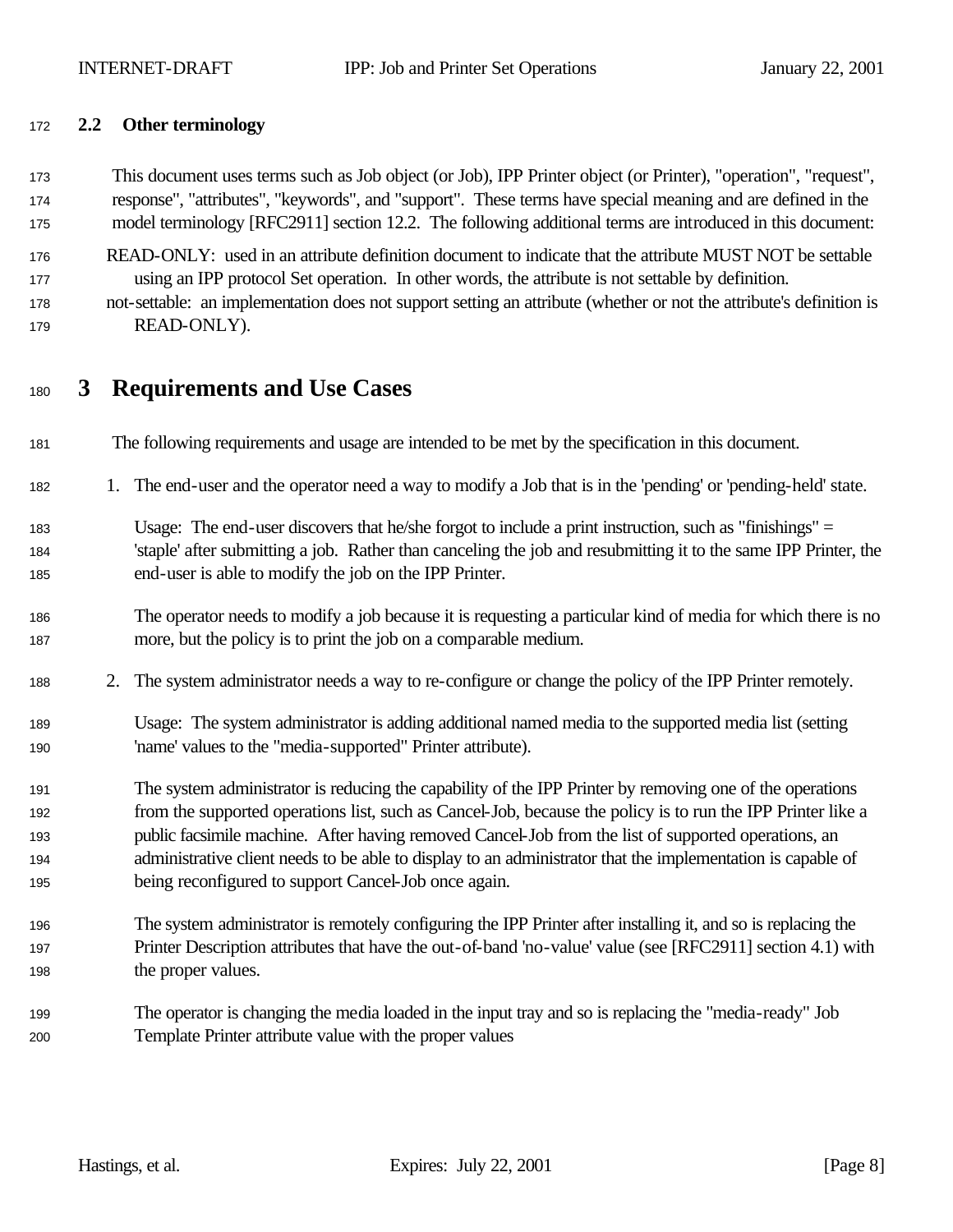### 2.2 Other terminology

This document uses terms such as Job object (or Job), IPP Printer object (or Printer), "operation", "request", response", "attributes", "keywords", and "support". These terms have special meaning and are defined in the model terminology [RFC2911] section 12.2. The following additional terms are introduced in this document:

READ-ONLY: used in an attribute definition document to indicate that the attribute MUST NOT be settable using an IPP protocol Set operation. In other words, the attribute is not settable by definition.

not-settable: an implementation does not support setting an attribute (whether or not the attribute's definition is READ-ONLY).

# 3 Requirements and Use Cases

The following requirements and usage are intended to be met by the specification in this document.

1. The end-user and the operator need a way to modify a Job that is in the 'pending' or 'pending-held' state.

   Usage: The end-user discovers that he/she forgot to include a print instruction, such as "finishings" = 'staple' after submitting a job. Rather than canceling the job and resubmitting it to the same IPP Printer, the end-user is able to modify the job on the IPP Printer.

   The operator needs to modify a job because it is requesting a particular kind of media for which there is no more, but the policy is to print the job on a comparable medium.

2. The system administrator needs a way to re-configure or change the policy of the IPP Printer remotely.

   Usage: The system administrator is adding additional named media to the supported media list (setting 'name' values to the "media-supported" Printer attribute).

   The system administrator is reducing the capability of the IPP Printer by removing one of the operations from the supported operations list, such as Cancel-Job, because the policy is to run the IPP Printer like a public facsimile machine. After having removed Cancel-Job from the list of supported operations, an administrative client needs to be able to display to an administrator that the implementation is capable of being reconfigured to support Cancel-Job once again.

   The system administrator is remotely configuring the IPP Printer after installing it, and so is replacing the Printer Description attributes that have the out-of-band 'no-value' value (see [RFC2911] section 4.1) with the proper values.

   The operator is changing the media loaded in the input tray and so is replacing the "media-ready" Job Template Printer attribute value with the proper values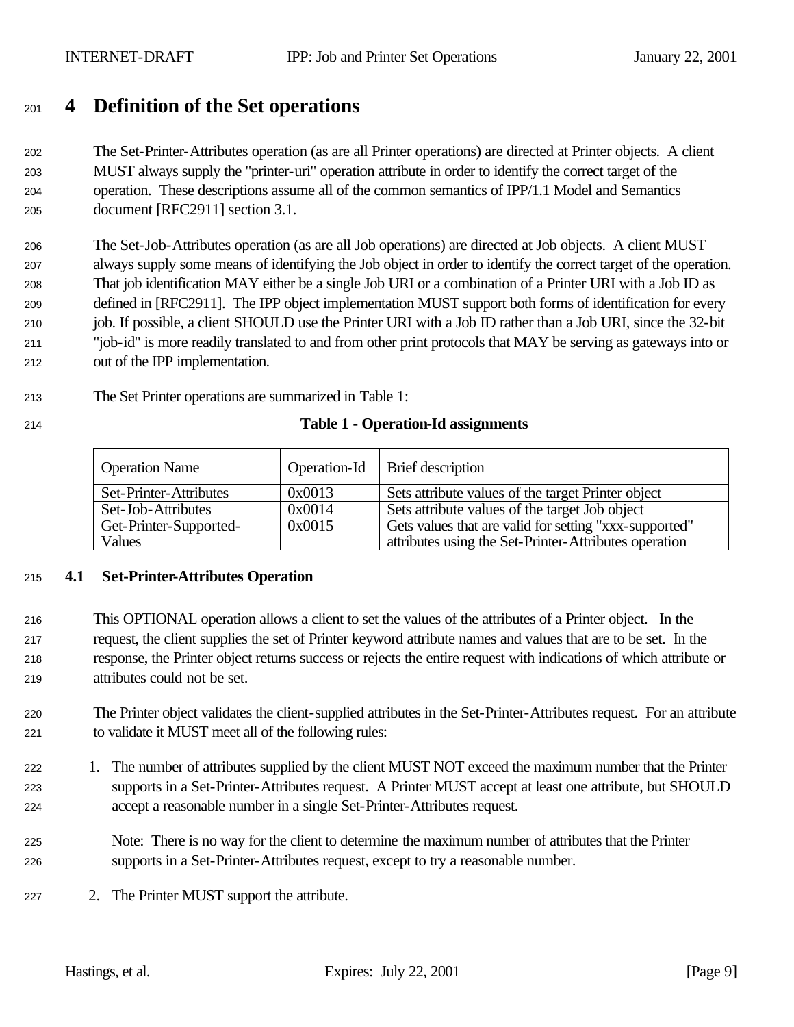# 4 Definition of the Set operations

The Set-Printer-Attributes operation (as are all Printer operations) are directed at Printer objects. A client MUST always supply the "printer-uri" operation attribute in order to identify the correct target of the operation. These descriptions assume all of the common semantics of IPP/1.1 Model and Semantics document [RFC2911] section 3.1.

The Set-Job-Attributes operation (as are all Job operations) are directed at Job objects. A client MUST always supply some means of identifying the Job object in order to identify the correct target of the operation. That job identification MAY either be a single Job URI or a combination of a Printer URI with a Job ID as defined in [RFC2911]. The IPP object implementation MUST support both forms of identification for every job. If possible, a client SHOULD use the Printer URI with a Job ID rather than a Job URI, since the 32-bit "job-id" is more readily translated to and from other print protocols that MAY be serving as gateways into or out of the IPP implementation.

The Set Printer operations are summarized in Table 1:

**Table 1 - Operation-Id assignments**

| Operation Name | Operation-Id | Brief description |
|---|---|---|
| Set-Printer-Attributes | 0x0013 | Sets attribute values of the target Printer object |
| Set-Job-Attributes | 0x0014 | Sets attribute values of the target Job object |
| Get-Printer-Supported-Values | 0x0015 | Gets values that are valid for setting "xxx-supported" attributes using the Set-Printer-Attributes operation |

## 4.1 Set-Printer-Attributes Operation

This OPTIONAL operation allows a client to set the values of the attributes of a Printer object. In the request, the client supplies the set of Printer keyword attribute names and values that are to be set. In the response, the Printer object returns success or rejects the entire request with indications of which attribute or attributes could not be set.

The Printer object validates the client-supplied attributes in the Set-Printer-Attributes request. For an attribute to validate it MUST meet all of the following rules:

1. The number of attributes supplied by the client MUST NOT exceed the maximum number that the Printer supports in a Set-Printer-Attributes request. A Printer MUST accept at least one attribute, but SHOULD accept a reasonable number in a single Set-Printer-Attributes request.

   Note: There is no way for the client to determine the maximum number of attributes that the Printer supports in a Set-Printer-Attributes request, except to try a reasonable number.

2. The Printer MUST support the attribute.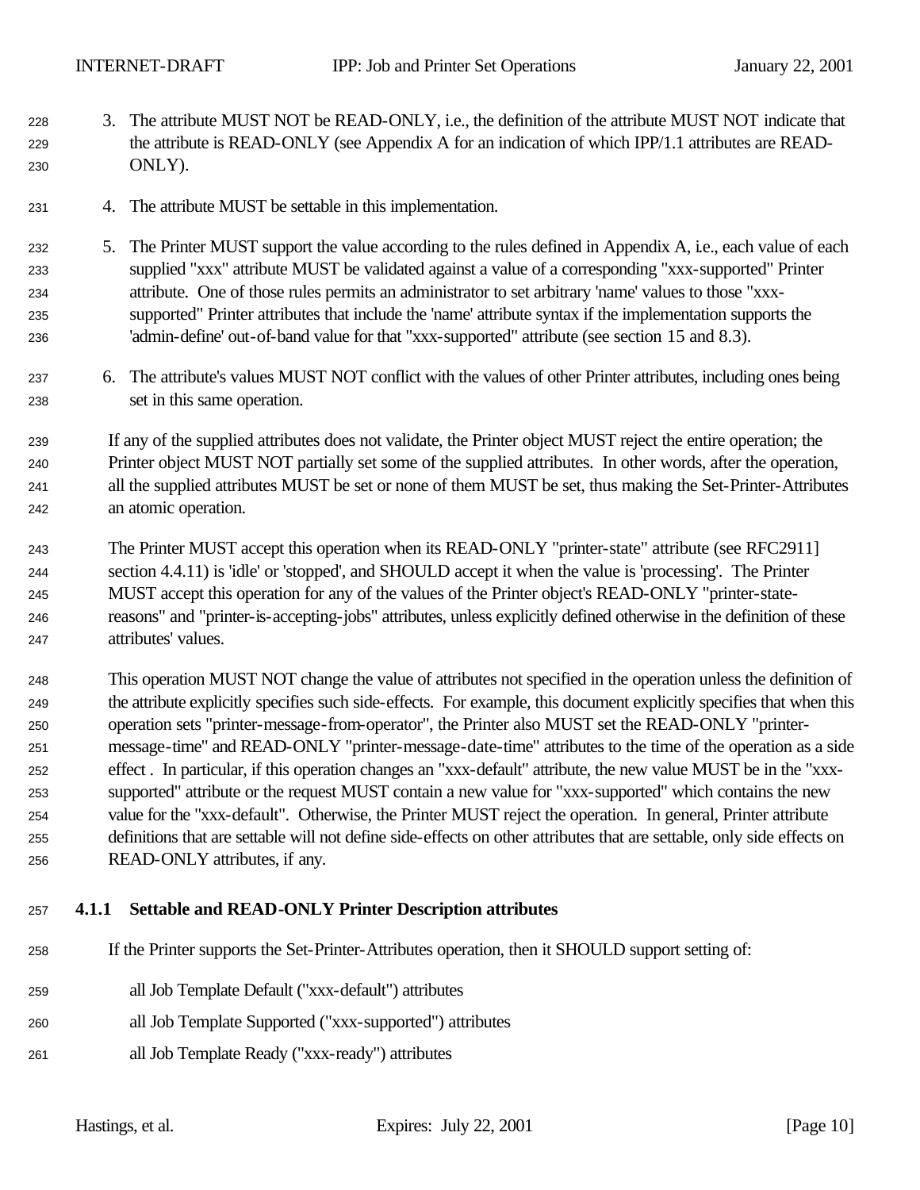3. The attribute MUST NOT be READ-ONLY, i.e., the definition of the attribute MUST NOT indicate that the attribute is READ-ONLY (see Appendix A for an indication of which IPP/1.1 attributes are READ-ONLY).

4. The attribute MUST be settable in this implementation.

5. The Printer MUST support the value according to the rules defined in Appendix A, i.e., each value of each supplied "xxx" attribute MUST be validated against a value of a corresponding "xxx-supported" Printer attribute. One of those rules permits an administrator to set arbitrary 'name' values to those "xxx-supported" Printer attributes that include the 'name' attribute syntax if the implementation supports the 'admin-define' out-of-band value for that "xxx-supported" attribute (see section 15 and 8.3).

6. The attribute's values MUST NOT conflict with the values of other Printer attributes, including ones being set in this same operation.

If any of the supplied attributes does not validate, the Printer object MUST reject the entire operation; the Printer object MUST NOT partially set some of the supplied attributes. In other words, after the operation, all the supplied attributes MUST be set or none of them MUST be set, thus making the Set-Printer-Attributes an atomic operation.

The Printer MUST accept this operation when its READ-ONLY "printer-state" attribute (see RFC2911] section 4.4.11) is 'idle' or 'stopped', and SHOULD accept it when the value is 'processing'. The Printer MUST accept this operation for any of the values of the Printer object's READ-ONLY "printer-state-reasons" and "printer-is-accepting-jobs" attributes, unless explicitly defined otherwise in the definition of these attributes' values.

This operation MUST NOT change the value of attributes not specified in the operation unless the definition of the attribute explicitly specifies such side-effects. For example, this document explicitly specifies that when this operation sets "printer-message-from-operator", the Printer also MUST set the READ-ONLY "printer-message-time" and READ-ONLY "printer-message-date-time" attributes to the time of the operation as a side effect . In particular, if this operation changes an "xxx-default" attribute, the new value MUST be in the "xxx-supported" attribute or the request MUST contain a new value for "xxx-supported" which contains the new value for the "xxx-default". Otherwise, the Printer MUST reject the operation. In general, Printer attribute definitions that are settable will not define side-effects on other attributes that are settable, only side effects on READ-ONLY attributes, if any.

### 4.1.1 Settable and READ-ONLY Printer Description attributes

If the Printer supports the Set-Printer-Attributes operation, then it SHOULD support setting of:

all Job Template Default ("xxx-default") attributes

all Job Template Supported ("xxx-supported") attributes

all Job Template Ready ("xxx-ready") attributes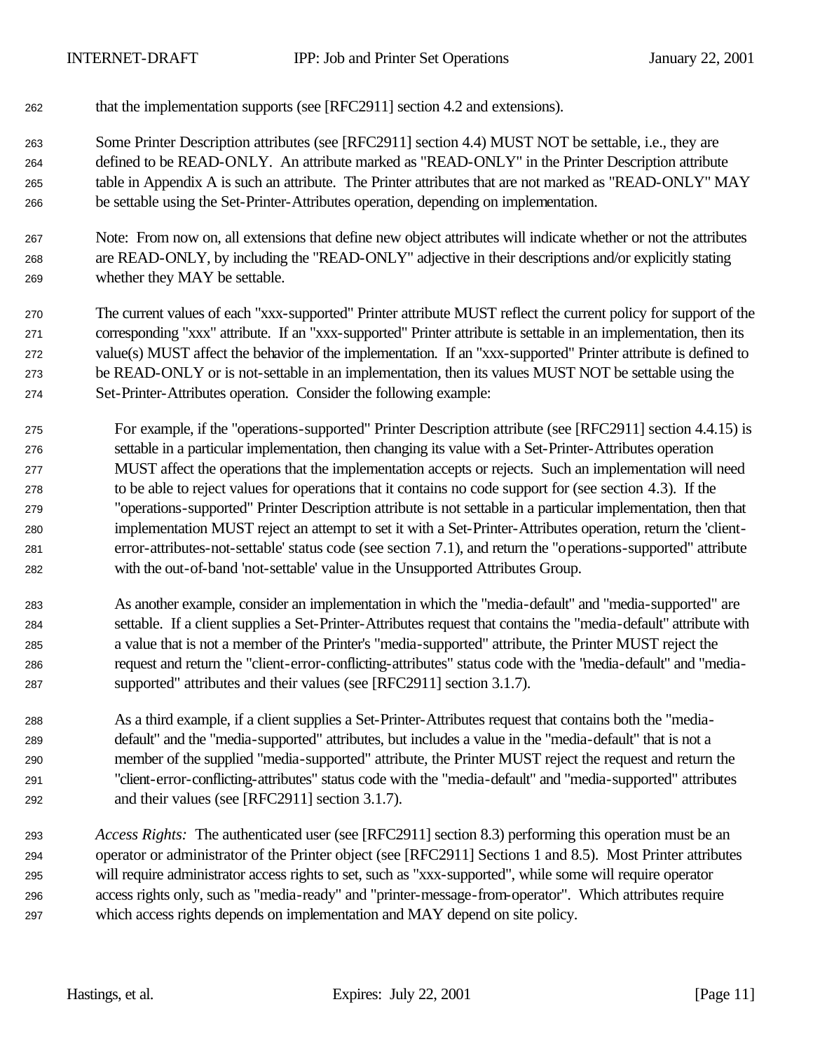that the implementation supports (see [RFC2911] section 4.2 and extensions).

Some Printer Description attributes (see [RFC2911] section 4.4) MUST NOT be settable, i.e., they are defined to be READ-ONLY. An attribute marked as "READ-ONLY" in the Printer Description attribute table in Appendix A is such an attribute. The Printer attributes that are not marked as "READ-ONLY" MAY be settable using the Set-Printer-Attributes operation, depending on implementation.

Note: From now on, all extensions that define new object attributes will indicate whether or not the attributes are READ-ONLY, by including the "READ-ONLY" adjective in their descriptions and/or explicitly stating whether they MAY be settable.

The current values of each "xxx-supported" Printer attribute MUST reflect the current policy for support of the corresponding "xxx" attribute. If an "xxx-supported" Printer attribute is settable in an implementation, then its value(s) MUST affect the behavior of the implementation. If an "xxx-supported" Printer attribute is defined to be READ-ONLY or is not-settable in an implementation, then its values MUST NOT be settable using the Set-Printer-Attributes operation. Consider the following example:

For example, if the "operations-supported" Printer Description attribute (see [RFC2911] section 4.4.15) is settable in a particular implementation, then changing its value with a Set-Printer-Attributes operation MUST affect the operations that the implementation accepts or rejects. Such an implementation will need to be able to reject values for operations that it contains no code support for (see section 4.3). If the "operations-supported" Printer Description attribute is not settable in a particular implementation, then that implementation MUST reject an attempt to set it with a Set-Printer-Attributes operation, return the 'client-error-attributes-not-settable' status code (see section 7.1), and return the "operations-supported" attribute with the out-of-band 'not-settable' value in the Unsupported Attributes Group.

As another example, consider an implementation in which the "media-default" and "media-supported" are settable. If a client supplies a Set-Printer-Attributes request that contains the "media-default" attribute with a value that is not a member of the Printer's "media-supported" attribute, the Printer MUST reject the request and return the "client-error-conflicting-attributes" status code with the "media-default" and "media-supported" attributes and their values (see [RFC2911] section 3.1.7).

As a third example, if a client supplies a Set-Printer-Attributes request that contains both the "media-default" and the "media-supported" attributes, but includes a value in the "media-default" that is not a member of the supplied "media-supported" attribute, the Printer MUST reject the request and return the "client-error-conflicting-attributes" status code with the "media-default" and "media-supported" attributes and their values (see [RFC2911] section 3.1.7).

*Access Rights:* The authenticated user (see [RFC2911] section 8.3) performing this operation must be an operator or administrator of the Printer object (see [RFC2911] Sections 1 and 8.5). Most Printer attributes will require administrator access rights to set, such as "xxx-supported", while some will require operator access rights only, such as "media-ready" and "printer-message-from-operator". Which attributes require which access rights depends on implementation and MAY depend on site policy.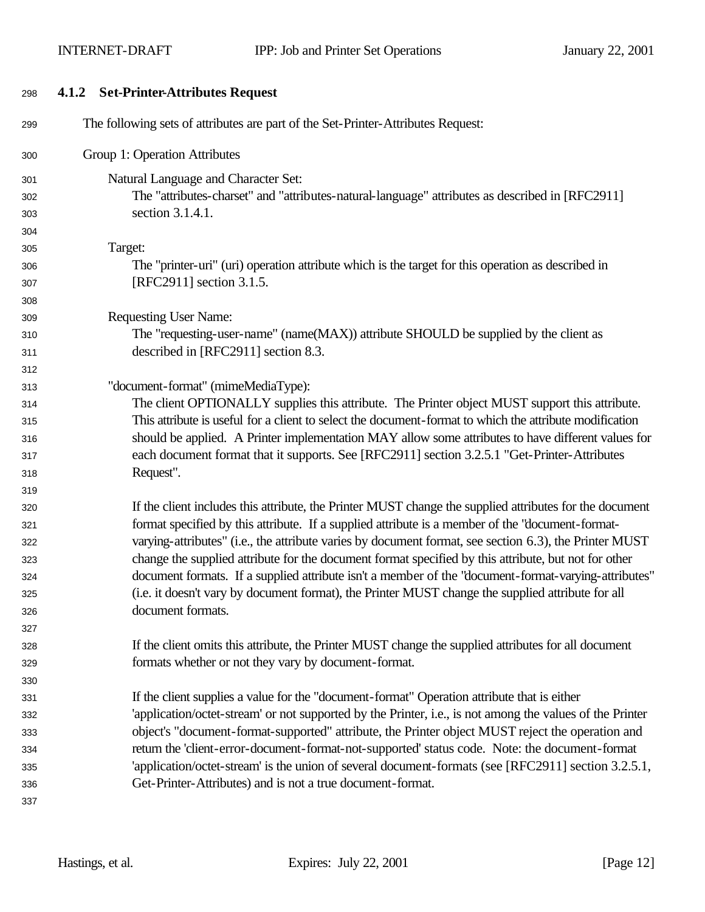### 4.1.2 Set-Printer-Attributes Request

The following sets of attributes are part of the Set-Printer-Attributes Request:

Group 1: Operation Attributes

Natural Language and Character Set:
The "attributes-charset" and "attributes-natural-language" attributes as described in [RFC2911] section 3.1.4.1.

Target:
The "printer-uri" (uri) operation attribute which is the target for this operation as described in [RFC2911] section 3.1.5.

Requesting User Name:
The "requesting-user-name" (name(MAX)) attribute SHOULD be supplied by the client as described in [RFC2911] section 8.3.

"document-format" (mimeMediaType):
The client OPTIONALLY supplies this attribute. The Printer object MUST support this attribute. This attribute is useful for a client to select the document-format to which the attribute modification should be applied. A Printer implementation MAY allow some attributes to have different values for each document format that it supports. See [RFC2911] section 3.2.5.1 "Get-Printer-Attributes Request".

If the client includes this attribute, the Printer MUST change the supplied attributes for the document format specified by this attribute. If a supplied attribute is a member of the "document-format-varying-attributes" (i.e., the attribute varies by document format, see section 6.3), the Printer MUST change the supplied attribute for the document format specified by this attribute, but not for other document formats. If a supplied attribute isn't a member of the "document-format-varying-attributes" (i.e. it doesn't vary by document format), the Printer MUST change the supplied attribute for all document formats.

If the client omits this attribute, the Printer MUST change the supplied attributes for all document formats whether or not they vary by document-format.

If the client supplies a value for the "document-format" Operation attribute that is either 'application/octet-stream' or not supported by the Printer, i.e., is not among the values of the Printer object's "document-format-supported" attribute, the Printer object MUST reject the operation and return the 'client-error-document-format-not-supported' status code. Note: the document-format 'application/octet-stream' is the union of several document-formats (see [RFC2911] section 3.2.5.1, Get-Printer-Attributes) and is not a true document-format.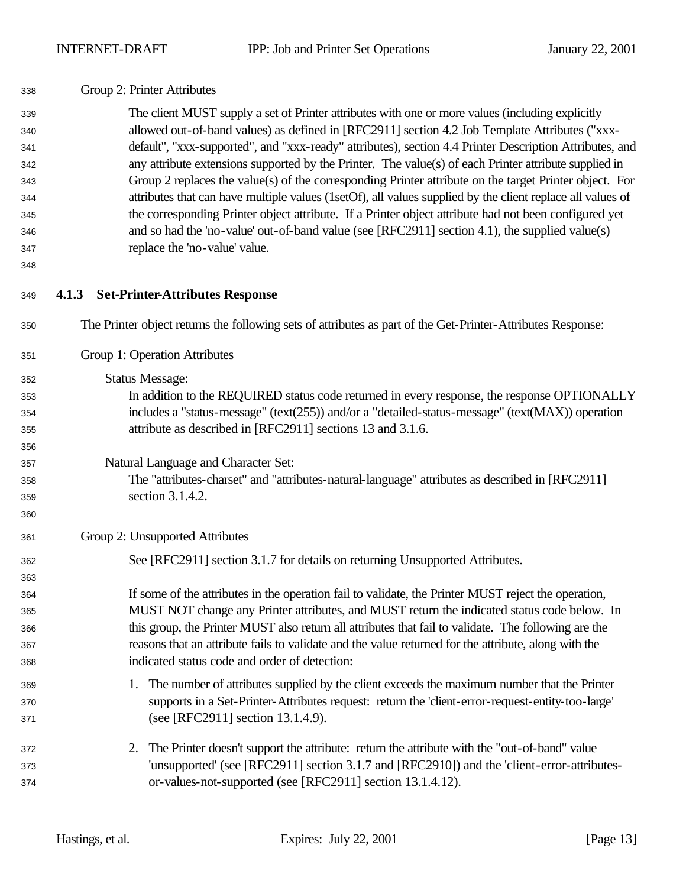Group 2: Printer Attributes

The client MUST supply a set of Printer attributes with one or more values (including explicitly allowed out-of-band values) as defined in [RFC2911] section 4.2 Job Template Attributes ("xxx-default", "xxx-supported", and "xxx-ready" attributes), section 4.4 Printer Description Attributes, and any attribute extensions supported by the Printer. The value(s) of each Printer attribute supplied in Group 2 replaces the value(s) of the corresponding Printer attribute on the target Printer object. For attributes that can have multiple values (1setOf), all values supplied by the client replace all values of the corresponding Printer object attribute. If a Printer object attribute had not been configured yet and so had the 'no-value' out-of-band value (see [RFC2911] section 4.1), the supplied value(s) replace the 'no-value' value.

### 4.1.3 Set-Printer-Attributes Response

The Printer object returns the following sets of attributes as part of the Get-Printer-Attributes Response:

Group 1: Operation Attributes

Status Message:
In addition to the REQUIRED status code returned in every response, the response OPTIONALLY includes a "status-message" (text(255)) and/or a "detailed-status-message" (text(MAX)) operation attribute as described in [RFC2911] sections 13 and 3.1.6.

Natural Language and Character Set:
The "attributes-charset" and "attributes-natural-language" attributes as described in [RFC2911] section 3.1.4.2.

Group 2: Unsupported Attributes

See [RFC2911] section 3.1.7 for details on returning Unsupported Attributes.

If some of the attributes in the operation fail to validate, the Printer MUST reject the operation, MUST NOT change any Printer attributes, and MUST return the indicated status code below. In this group, the Printer MUST also return all attributes that fail to validate. The following are the reasons that an attribute fails to validate and the value returned for the attribute, along with the indicated status code and order of detection:

1. The number of attributes supplied by the client exceeds the maximum number that the Printer supports in a Set-Printer-Attributes request: return the 'client-error-request-entity-too-large' (see [RFC2911] section 13.1.4.9).

2. The Printer doesn't support the attribute: return the attribute with the "out-of-band" value 'unsupported' (see [RFC2911] section 3.1.7 and [RFC2910]) and the 'client-error-attributes-or-values-not-supported (see [RFC2911] section 13.1.4.12).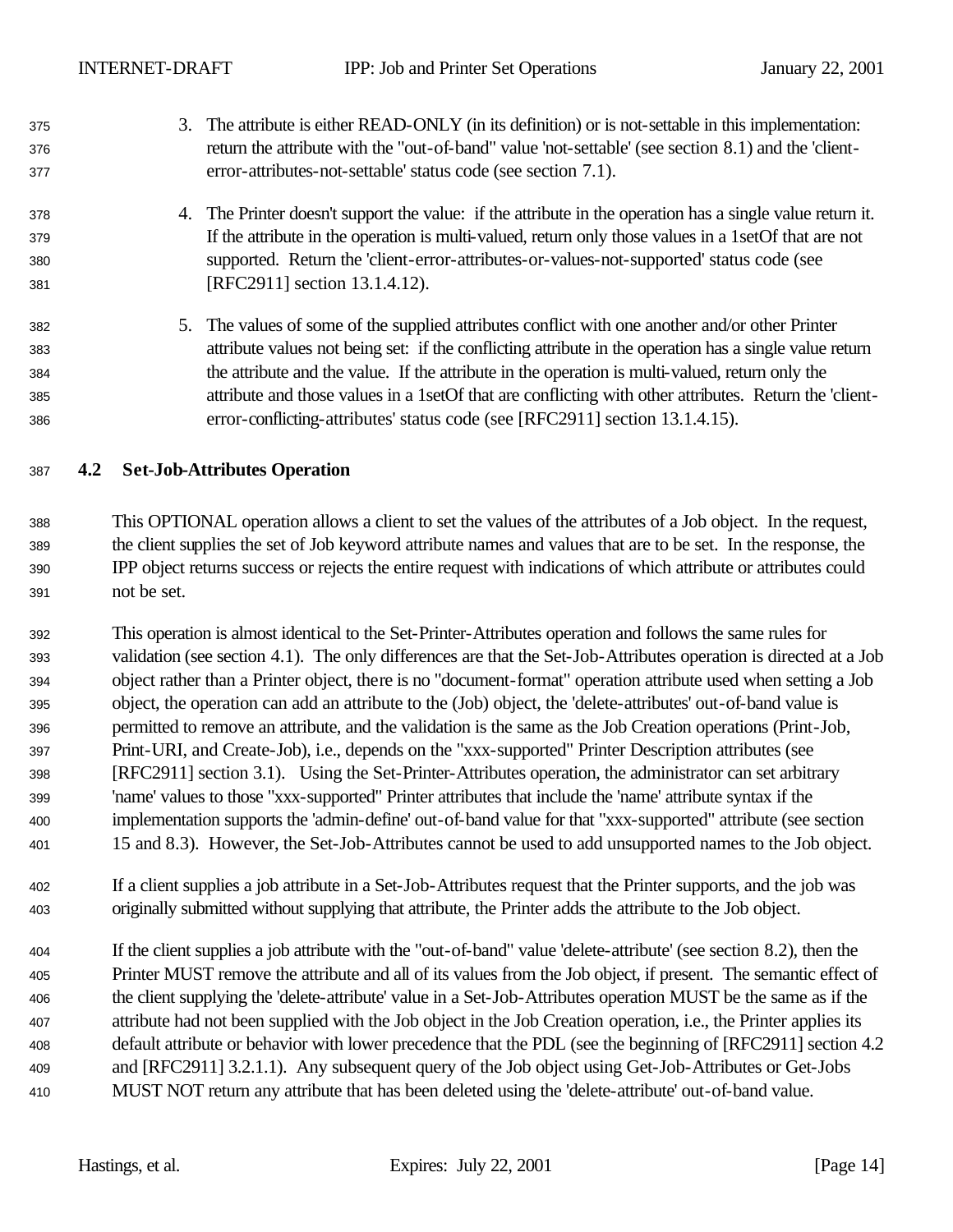3. The attribute is either READ-ONLY (in its definition) or is not-settable in this implementation: return the attribute with the "out-of-band" value 'not-settable' (see section 8.1) and the 'client-error-attributes-not-settable' status code (see section 7.1).

4. The Printer doesn't support the value: if the attribute in the operation has a single value return it. If the attribute in the operation is multi-valued, return only those values in a 1setOf that are not supported. Return the 'client-error-attributes-or-values-not-supported' status code (see [RFC2911] section 13.1.4.12).

5. The values of some of the supplied attributes conflict with one another and/or other Printer attribute values not being set: if the conflicting attribute in the operation has a single value return the attribute and the value. If the attribute in the operation is multi-valued, return only the attribute and those values in a 1setOf that are conflicting with other attributes. Return the 'client-error-conflicting-attributes' status code (see [RFC2911] section 13.1.4.15).

## 4.2 Set-Job-Attributes Operation

This OPTIONAL operation allows a client to set the values of the attributes of a Job object. In the request, the client supplies the set of Job keyword attribute names and values that are to be set. In the response, the IPP object returns success or rejects the entire request with indications of which attribute or attributes could not be set.

This operation is almost identical to the Set-Printer-Attributes operation and follows the same rules for validation (see section 4.1). The only differences are that the Set-Job-Attributes operation is directed at a Job object rather than a Printer object, there is no "document-format" operation attribute used when setting a Job object, the operation can add an attribute to the (Job) object, the 'delete-attributes' out-of-band value is permitted to remove an attribute, and the validation is the same as the Job Creation operations (Print-Job, Print-URI, and Create-Job), i.e., depends on the "xxx-supported" Printer Description attributes (see [RFC2911] section 3.1). Using the Set-Printer-Attributes operation, the administrator can set arbitrary 'name' values to those "xxx-supported" Printer attributes that include the 'name' attribute syntax if the implementation supports the 'admin-define' out-of-band value for that "xxx-supported" attribute (see section 15 and 8.3). However, the Set-Job-Attributes cannot be used to add unsupported names to the Job object.

If a client supplies a job attribute in a Set-Job-Attributes request that the Printer supports, and the job was originally submitted without supplying that attribute, the Printer adds the attribute to the Job object.

If the client supplies a job attribute with the "out-of-band" value 'delete-attribute' (see section 8.2), then the Printer MUST remove the attribute and all of its values from the Job object, if present. The semantic effect of the client supplying the 'delete-attribute' value in a Set-Job-Attributes operation MUST be the same as if the attribute had not been supplied with the Job object in the Job Creation operation, i.e., the Printer applies its default attribute or behavior with lower precedence that the PDL (see the beginning of [RFC2911] section 4.2 and [RFC2911] 3.2.1.1). Any subsequent query of the Job object using Get-Job-Attributes or Get-Jobs MUST NOT return any attribute that has been deleted using the 'delete-attribute' out-of-band value.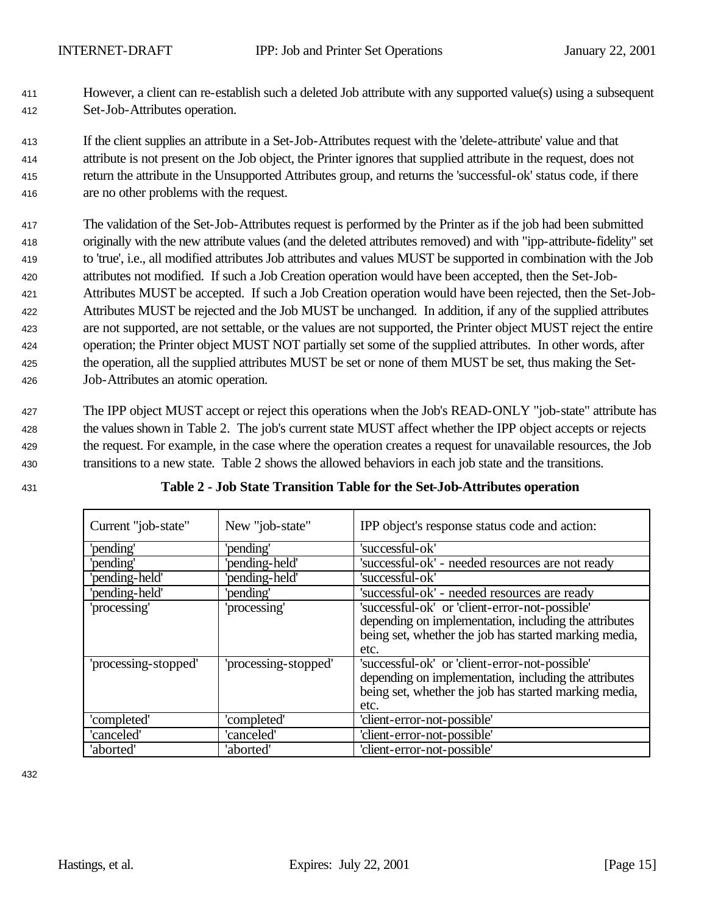However, a client can re-establish such a deleted Job attribute with any supported value(s) using a subsequent Set-Job-Attributes operation.

If the client supplies an attribute in a Set-Job-Attributes request with the 'delete-attribute' value and that attribute is not present on the Job object, the Printer ignores that supplied attribute in the request, does not return the attribute in the Unsupported Attributes group, and returns the 'successful-ok' status code, if there are no other problems with the request.

The validation of the Set-Job-Attributes request is performed by the Printer as if the job had been submitted originally with the new attribute values (and the deleted attributes removed) and with "ipp-attribute-fidelity" set to 'true', i.e., all modified attributes Job attributes and values MUST be supported in combination with the Job attributes not modified. If such a Job Creation operation would have been accepted, then the Set-Job-Attributes MUST be accepted. If such a Job Creation operation would have been rejected, then the Set-Job-Attributes MUST be rejected and the Job MUST be unchanged. In addition, if any of the supplied attributes are not supported, are not settable, or the values are not supported, the Printer object MUST reject the entire operation; the Printer object MUST NOT partially set some of the supplied attributes. In other words, after the operation, all the supplied attributes MUST be set or none of them MUST be set, thus making the Set-Job-Attributes an atomic operation.

The IPP object MUST accept or reject this operations when the Job's READ-ONLY "job-state" attribute has the values shown in Table 2. The job's current state MUST affect whether the IPP object accepts or rejects the request. For example, in the case where the operation creates a request for unavailable resources, the Job transitions to a new state. Table 2 shows the allowed behaviors in each job state and the transitions.

**Table 2 - Job State Transition Table for the Set-Job-Attributes operation**

| Current "job-state" | New "job-state" | IPP object's response status code and action: |
|---|---|---|
| 'pending' | 'pending' | 'successful-ok' |
| 'pending' | 'pending-held' | 'successful-ok' - needed resources are not ready |
| 'pending-held' | 'pending-held' | 'successful-ok' |
| 'pending-held' | 'pending' | 'successful-ok' - needed resources are ready |
| 'processing' | 'processing' | 'successful-ok' or 'client-error-not-possible' depending on implementation, including the attributes being set, whether the job has started marking media, etc. |
| 'processing-stopped' | 'processing-stopped' | 'successful-ok' or 'client-error-not-possible' depending on implementation, including the attributes being set, whether the job has started marking media, etc. |
| 'completed' | 'completed' | 'client-error-not-possible' |
| 'canceled' | 'canceled' | 'client-error-not-possible' |
| 'aborted' | 'aborted' | 'client-error-not-possible' |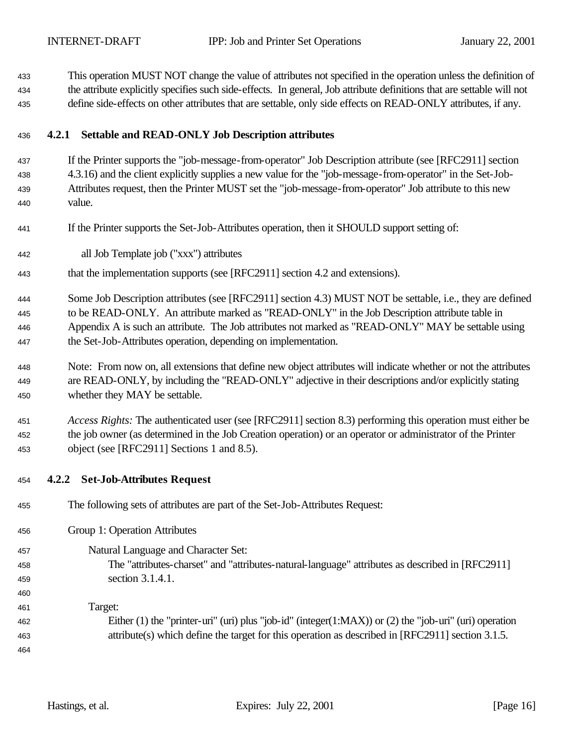This operation MUST NOT change the value of attributes not specified in the operation unless the definition of the attribute explicitly specifies such side-effects. In general, Job attribute definitions that are settable will not define side-effects on other attributes that are settable, only side effects on READ-ONLY attributes, if any.

### 4.2.1 Settable and READ-ONLY Job Description attributes

If the Printer supports the "job-message-from-operator" Job Description attribute (see [RFC2911] section 4.3.16) and the client explicitly supplies a new value for the "job-message-from-operator" in the Set-Job-Attributes request, then the Printer MUST set the "job-message-from-operator" Job attribute to this new value.

If the Printer supports the Set-Job-Attributes operation, then it SHOULD support setting of:

all Job Template job ("xxx") attributes

that the implementation supports (see [RFC2911] section 4.2 and extensions).

Some Job Description attributes (see [RFC2911] section 4.3) MUST NOT be settable, i.e., they are defined to be READ-ONLY. An attribute marked as "READ-ONLY" in the Job Description attribute table in Appendix A is such an attribute. The Job attributes not marked as "READ-ONLY" MAY be settable using the Set-Job-Attributes operation, depending on implementation.

Note: From now on, all extensions that define new object attributes will indicate whether or not the attributes are READ-ONLY, by including the "READ-ONLY" adjective in their descriptions and/or explicitly stating whether they MAY be settable.

*Access Rights:* The authenticated user (see [RFC2911] section 8.3) performing this operation must either be the job owner (as determined in the Job Creation operation) or an operator or administrator of the Printer object (see [RFC2911] Sections 1 and 8.5).

### 4.2.2 Set-Job-Attributes Request

The following sets of attributes are part of the Set-Job-Attributes Request:

Group 1: Operation Attributes

Natural Language and Character Set:
The "attributes-charset" and "attributes-natural-language" attributes as described in [RFC2911] section 3.1.4.1.

Target:
Either (1) the "printer-uri" (uri) plus "job-id" (integer(1:MAX)) or (2) the "job-uri" (uri) operation attribute(s) which define the target for this operation as described in [RFC2911] section 3.1.5.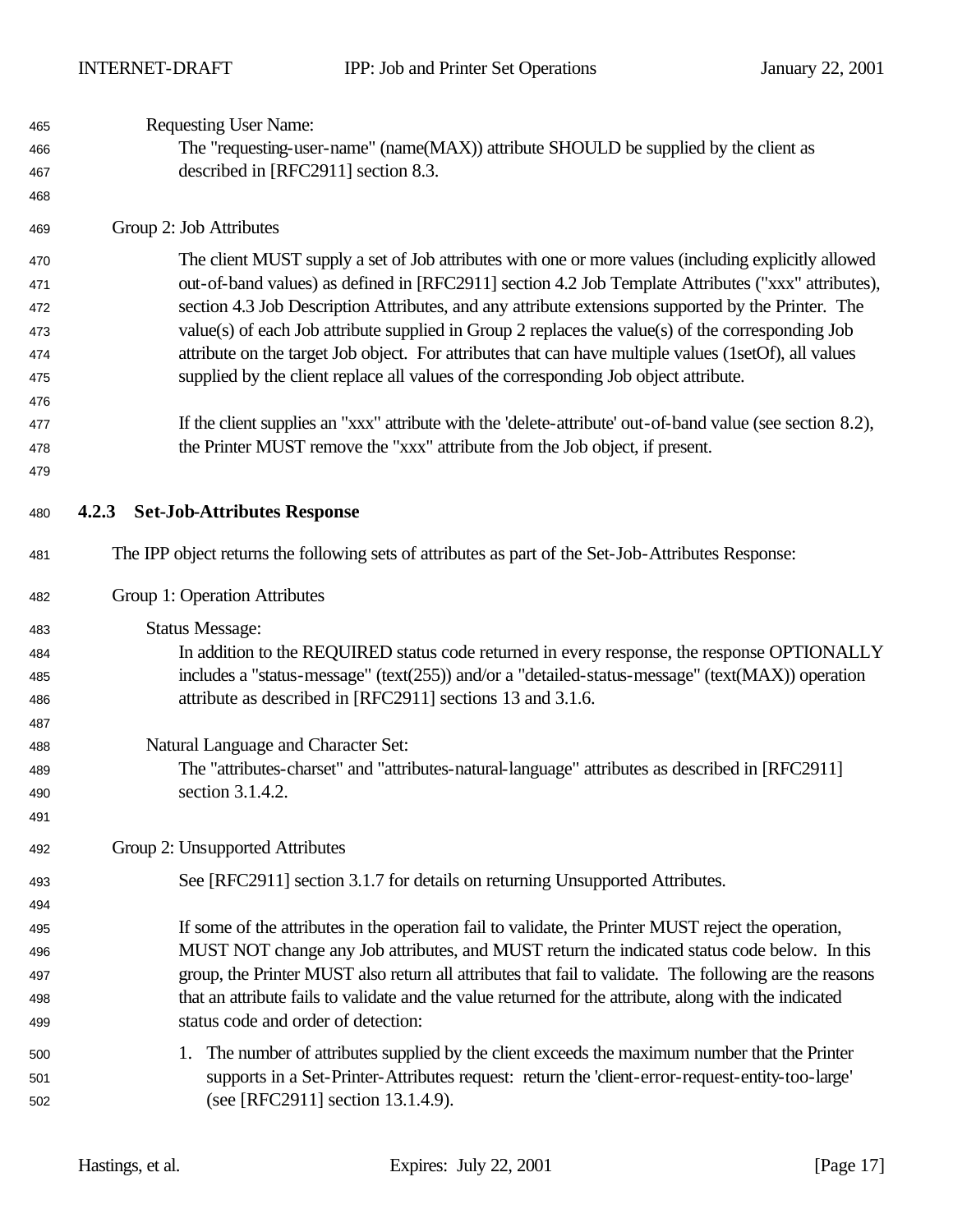Requesting User Name:

The "requesting-user-name" (name(MAX)) attribute SHOULD be supplied by the client as described in [RFC2911] section 8.3.

Group 2: Job Attributes

The client MUST supply a set of Job attributes with one or more values (including explicitly allowed out-of-band values) as defined in [RFC2911] section 4.2 Job Template Attributes ("xxx" attributes), section 4.3 Job Description Attributes, and any attribute extensions supported by the Printer. The value(s) of each Job attribute supplied in Group 2 replaces the value(s) of the corresponding Job attribute on the target Job object. For attributes that can have multiple values (1setOf), all values supplied by the client replace all values of the corresponding Job object attribute.

If the client supplies an "xxx" attribute with the 'delete-attribute' out-of-band value (see section 8.2), the Printer MUST remove the "xxx" attribute from the Job object, if present.

### 4.2.3 Set-Job-Attributes Response

The IPP object returns the following sets of attributes as part of the Set-Job-Attributes Response:

Group 1: Operation Attributes

Status Message:

In addition to the REQUIRED status code returned in every response, the response OPTIONALLY includes a "status-message" (text(255)) and/or a "detailed-status-message" (text(MAX)) operation attribute as described in [RFC2911] sections 13 and 3.1.6.

Natural Language and Character Set:

The "attributes-charset" and "attributes-natural-language" attributes as described in [RFC2911] section 3.1.4.2.

Group 2: Unsupported Attributes

See [RFC2911] section 3.1.7 for details on returning Unsupported Attributes.

If some of the attributes in the operation fail to validate, the Printer MUST reject the operation, MUST NOT change any Job attributes, and MUST return the indicated status code below. In this group, the Printer MUST also return all attributes that fail to validate. The following are the reasons that an attribute fails to validate and the value returned for the attribute, along with the indicated status code and order of detection:

1. The number of attributes supplied by the client exceeds the maximum number that the Printer supports in a Set-Printer-Attributes request: return the 'client-error-request-entity-too-large' (see [RFC2911] section 13.1.4.9).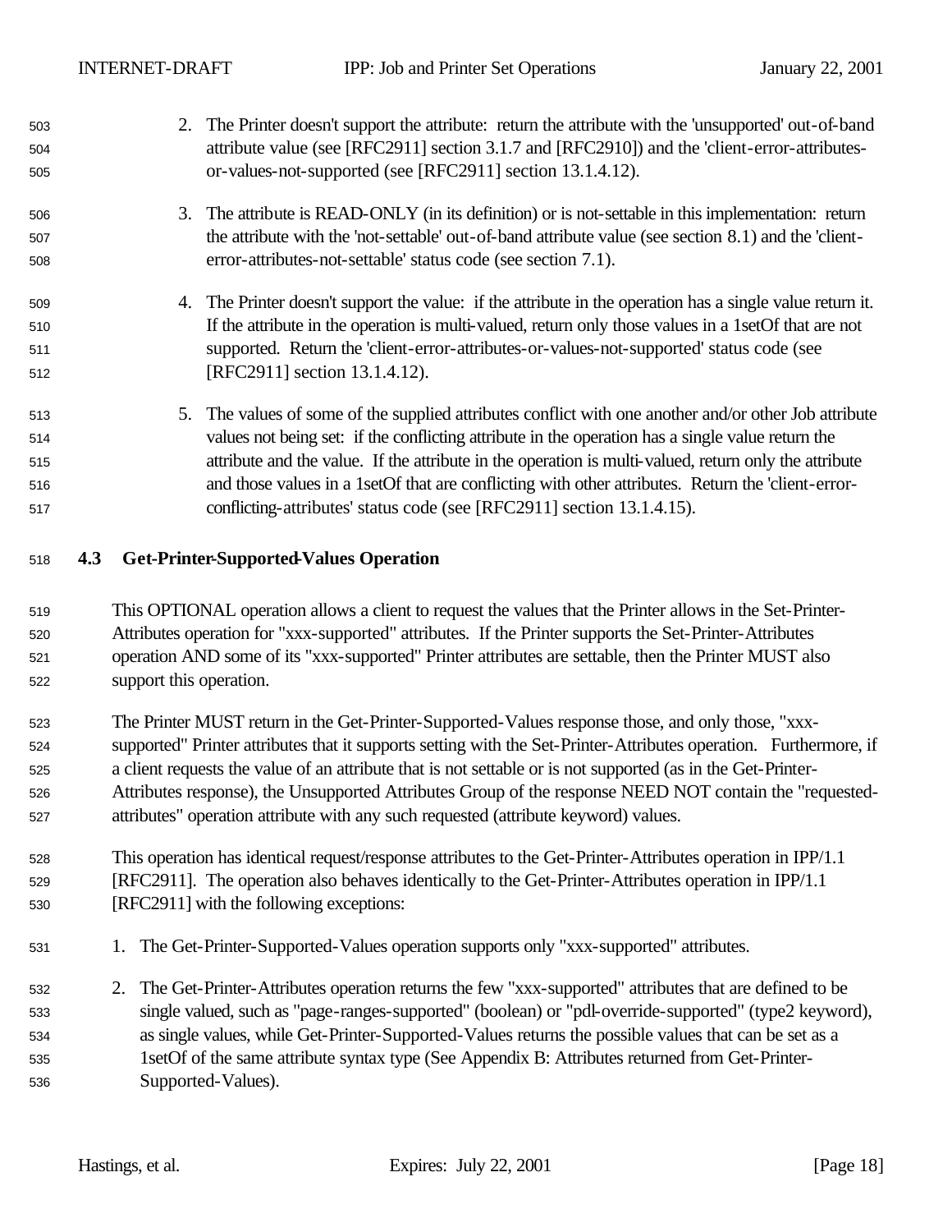2. The Printer doesn't support the attribute: return the attribute with the 'unsupported' out-of-band attribute value (see [RFC2911] section 3.1.7 and [RFC2910]) and the 'client-error-attributes-or-values-not-supported (see [RFC2911] section 13.1.4.12).

3. The attribute is READ-ONLY (in its definition) or is not-settable in this implementation: return the attribute with the 'not-settable' out-of-band attribute value (see section 8.1) and the 'client-error-attributes-not-settable' status code (see section 7.1).

4. The Printer doesn't support the value: if the attribute in the operation has a single value return it. If the attribute in the operation is multi-valued, return only those values in a 1setOf that are not supported. Return the 'client-error-attributes-or-values-not-supported' status code (see [RFC2911] section 13.1.4.12).

5. The values of some of the supplied attributes conflict with one another and/or other Job attribute values not being set: if the conflicting attribute in the operation has a single value return the attribute and the value. If the attribute in the operation is multi-valued, return only the attribute and those values in a 1setOf that are conflicting with other attributes. Return the 'client-error-conflicting-attributes' status code (see [RFC2911] section 13.1.4.15).

### 4.3 Get-Printer-Supported-Values Operation

This OPTIONAL operation allows a client to request the values that the Printer allows in the Set-Printer-Attributes operation for "xxx-supported" attributes. If the Printer supports the Set-Printer-Attributes operation AND some of its "xxx-supported" Printer attributes are settable, then the Printer MUST also support this operation.

The Printer MUST return in the Get-Printer-Supported-Values response those, and only those, "xxx-supported" Printer attributes that it supports setting with the Set-Printer-Attributes operation. Furthermore, if a client requests the value of an attribute that is not settable or is not supported (as in the Get-Printer-Attributes response), the Unsupported Attributes Group of the response NEED NOT contain the "requested-attributes" operation attribute with any such requested (attribute keyword) values.

This operation has identical request/response attributes to the Get-Printer-Attributes operation in IPP/1.1 [RFC2911]. The operation also behaves identically to the Get-Printer-Attributes operation in IPP/1.1 [RFC2911] with the following exceptions:

1. The Get-Printer-Supported-Values operation supports only "xxx-supported" attributes.

2. The Get-Printer-Attributes operation returns the few "xxx-supported" attributes that are defined to be single valued, such as "page-ranges-supported" (boolean) or "pdl-override-supported" (type2 keyword), as single values, while Get-Printer-Supported-Values returns the possible values that can be set as a 1setOf of the same attribute syntax type (See Appendix B: Attributes returned from Get-Printer-Supported-Values).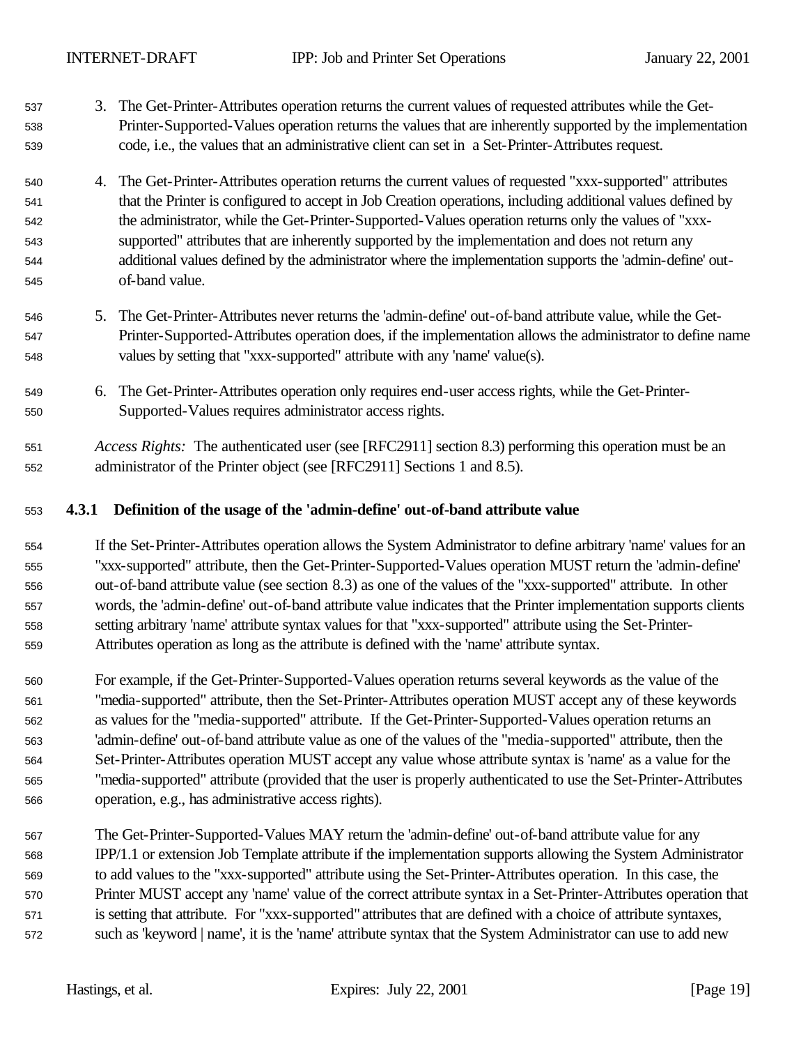3. The Get-Printer-Attributes operation returns the current values of requested attributes while the Get-Printer-Supported-Values operation returns the values that are inherently supported by the implementation code, i.e., the values that an administrative client can set in a Set-Printer-Attributes request.

4. The Get-Printer-Attributes operation returns the current values of requested "xxx-supported" attributes that the Printer is configured to accept in Job Creation operations, including additional values defined by the administrator, while the Get-Printer-Supported-Values operation returns only the values of "xxx-supported" attributes that are inherently supported by the implementation and does not return any additional values defined by the administrator where the implementation supports the 'admin-define' out-of-band value.

5. The Get-Printer-Attributes never returns the 'admin-define' out-of-band attribute value, while the Get-Printer-Supported-Attributes operation does, if the implementation allows the administrator to define name values by setting that "xxx-supported" attribute with any 'name' value(s).

6. The Get-Printer-Attributes operation only requires end-user access rights, while the Get-Printer-Supported-Values requires administrator access rights.

*Access Rights:* The authenticated user (see [RFC2911] section 8.3) performing this operation must be an administrator of the Printer object (see [RFC2911] Sections 1 and 8.5).

### 4.3.1 Definition of the usage of the 'admin-define' out-of-band attribute value

If the Set-Printer-Attributes operation allows the System Administrator to define arbitrary 'name' values for an "xxx-supported" attribute, then the Get-Printer-Supported-Values operation MUST return the 'admin-define' out-of-band attribute value (see section 8.3) as one of the values of the "xxx-supported" attribute. In other words, the 'admin-define' out-of-band attribute value indicates that the Printer implementation supports clients setting arbitrary 'name' attribute syntax values for that "xxx-supported" attribute using the Set-Printer-Attributes operation as long as the attribute is defined with the 'name' attribute syntax.

For example, if the Get-Printer-Supported-Values operation returns several keywords as the value of the "media-supported" attribute, then the Set-Printer-Attributes operation MUST accept any of these keywords as values for the "media-supported" attribute. If the Get-Printer-Supported-Values operation returns an 'admin-define' out-of-band attribute value as one of the values of the "media-supported" attribute, then the Set-Printer-Attributes operation MUST accept any value whose attribute syntax is 'name' as a value for the "media-supported" attribute (provided that the user is properly authenticated to use the Set-Printer-Attributes operation, e.g., has administrative access rights).

The Get-Printer-Supported-Values MAY return the 'admin-define' out-of-band attribute value for any IPP/1.1 or extension Job Template attribute if the implementation supports allowing the System Administrator to add values to the "xxx-supported" attribute using the Set-Printer-Attributes operation. In this case, the Printer MUST accept any 'name' value of the correct attribute syntax in a Set-Printer-Attributes operation that is setting that attribute. For "xxx-supported" attributes that are defined with a choice of attribute syntaxes, such as 'keyword | name', it is the 'name' attribute syntax that the System Administrator can use to add new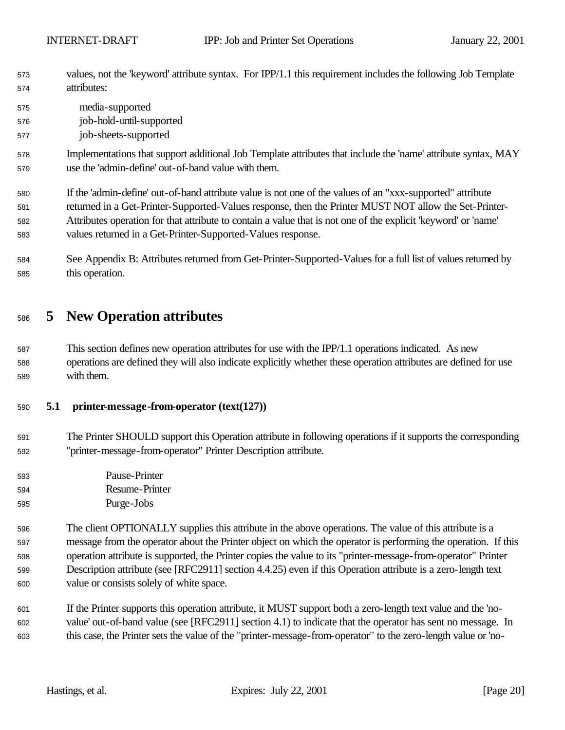values, not the 'keyword' attribute syntax. For IPP/1.1 this requirement includes the following Job Template attributes:

media-supported
job-hold-until-supported
job-sheets-supported

Implementations that support additional Job Template attributes that include the 'name' attribute syntax, MAY use the 'admin-define' out-of-band value with them.

If the 'admin-define' out-of-band attribute value is not one of the values of an "xxx-supported" attribute returned in a Get-Printer-Supported-Values response, then the Printer MUST NOT allow the Set-Printer-Attributes operation for that attribute to contain a value that is not one of the explicit 'keyword' or 'name' values returned in a Get-Printer-Supported-Values response.

See Appendix B: Attributes returned from Get-Printer-Supported-Values for a full list of values returned by this operation.

# 5 New Operation attributes

This section defines new operation attributes for use with the IPP/1.1 operations indicated. As new operations are defined they will also indicate explicitly whether these operation attributes are defined for use with them.

## 5.1 printer-message-from-operator (text(127))

The Printer SHOULD support this Operation attribute in following operations if it supports the corresponding "printer-message-from-operator" Printer Description attribute.

Pause-Printer
Resume-Printer
Purge-Jobs

The client OPTIONALLY supplies this attribute in the above operations. The value of this attribute is a message from the operator about the Printer object on which the operator is performing the operation. If this operation attribute is supported, the Printer copies the value to its "printer-message-from-operator" Printer Description attribute (see [RFC2911] section 4.4.25) even if this Operation attribute is a zero-length text value or consists solely of white space.

If the Printer supports this operation attribute, it MUST support both a zero-length text value and the 'no-value' out-of-band value (see [RFC2911] section 4.1) to indicate that the operator has sent no message. In this case, the Printer sets the value of the "printer-message-from-operator" to the zero-length value or 'no-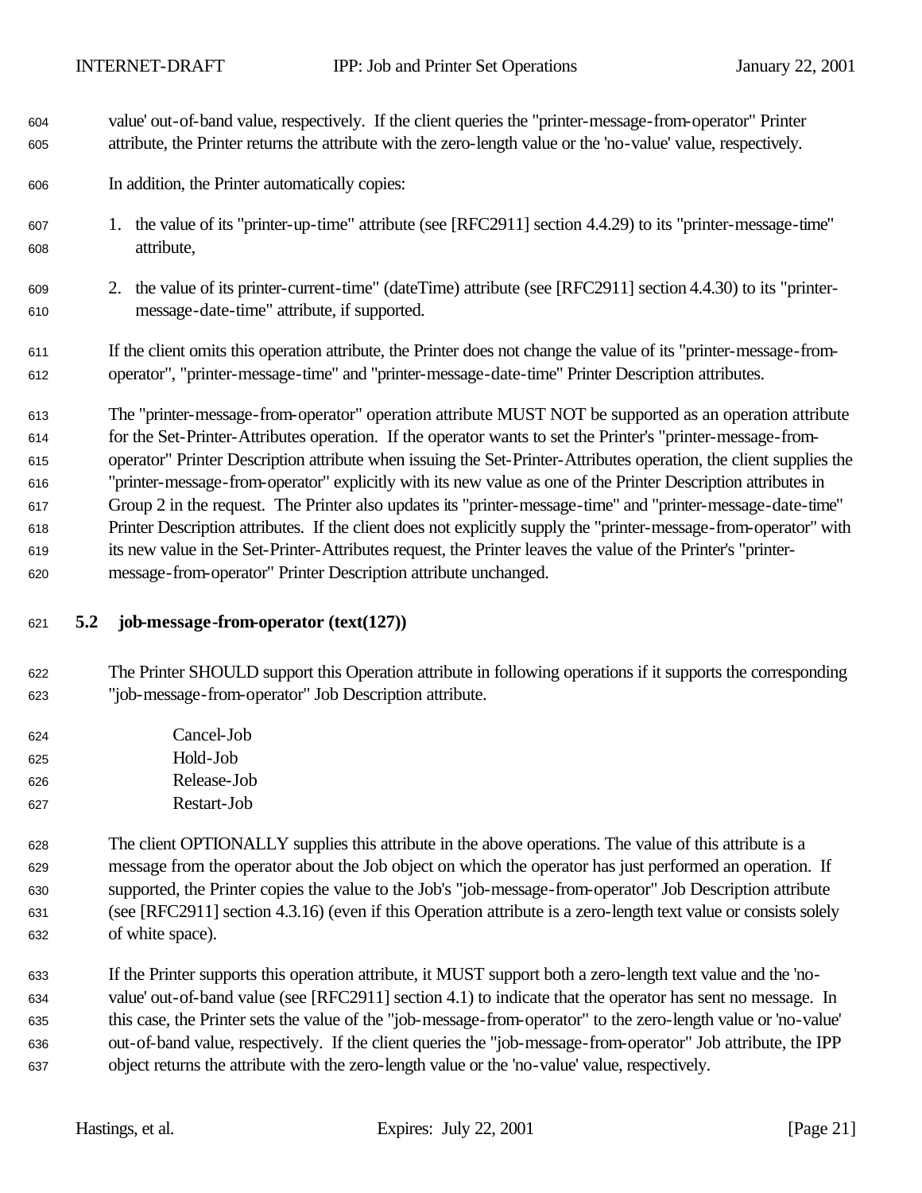value' out-of-band value, respectively. If the client queries the "printer-message-from-operator" Printer attribute, the Printer returns the attribute with the zero-length value or the 'no-value' value, respectively.

In addition, the Printer automatically copies:

1. the value of its "printer-up-time" attribute (see [RFC2911] section 4.4.29) to its "printer-message-time" attribute,

2. the value of its printer-current-time" (dateTime) attribute (see [RFC2911] section 4.4.30) to its "printer-message-date-time" attribute, if supported.

If the client omits this operation attribute, the Printer does not change the value of its "printer-message-from-operator", "printer-message-time" and "printer-message-date-time" Printer Description attributes.

The "printer-message-from-operator" operation attribute MUST NOT be supported as an operation attribute for the Set-Printer-Attributes operation. If the operator wants to set the Printer's "printer-message-from-operator" Printer Description attribute when issuing the Set-Printer-Attributes operation, the client supplies the "printer-message-from-operator" explicitly with its new value as one of the Printer Description attributes in Group 2 in the request. The Printer also updates its "printer-message-time" and "printer-message-date-time" Printer Description attributes. If the client does not explicitly supply the "printer-message-from-operator" with its new value in the Set-Printer-Attributes request, the Printer leaves the value of the Printer's "printer-message-from-operator" Printer Description attribute unchanged.

## 5.2 job-message-from-operator (text(127))

The Printer SHOULD support this Operation attribute in following operations if it supports the corresponding "job-message-from-operator" Job Description attribute.

Cancel-Job
Hold-Job
Release-Job
Restart-Job

The client OPTIONALLY supplies this attribute in the above operations. The value of this attribute is a message from the operator about the Job object on which the operator has just performed an operation. If supported, the Printer copies the value to the Job's "job-message-from-operator" Job Description attribute (see [RFC2911] section 4.3.16) (even if this Operation attribute is a zero-length text value or consists solely of white space).

If the Printer supports this operation attribute, it MUST support both a zero-length text value and the 'no-value' out-of-band value (see [RFC2911] section 4.1) to indicate that the operator has sent no message. In this case, the Printer sets the value of the "job-message-from-operator" to the zero-length value or 'no-value' out-of-band value, respectively. If the client queries the "job-message-from-operator" Job attribute, the IPP object returns the attribute with the zero-length value or the 'no-value' value, respectively.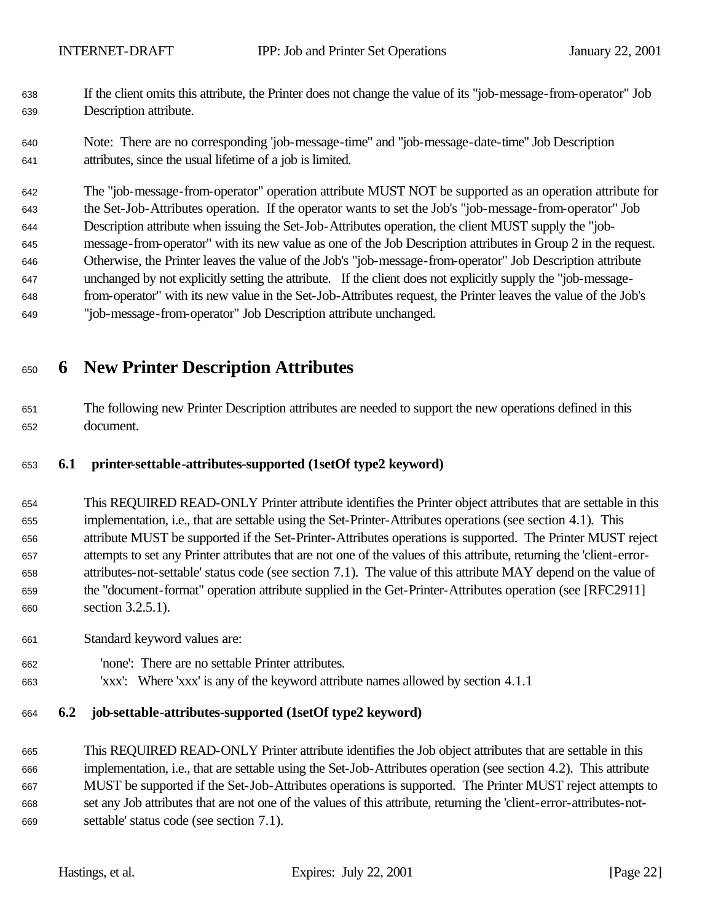If the client omits this attribute, the Printer does not change the value of its "job-message-from-operator" Job Description attribute.

Note: There are no corresponding 'job-message-time" and "job-message-date-time" Job Description attributes, since the usual lifetime of a job is limited.

The "job-message-from-operator" operation attribute MUST NOT be supported as an operation attribute for the Set-Job-Attributes operation. If the operator wants to set the Job's "job-message-from-operator" Job Description attribute when issuing the Set-Job-Attributes operation, the client MUST supply the "job-message-from-operator" with its new value as one of the Job Description attributes in Group 2 in the request. Otherwise, the Printer leaves the value of the Job's "job-message-from-operator" Job Description attribute unchanged by not explicitly setting the attribute. If the client does not explicitly supply the "job-message-from-operator" with its new value in the Set-Job-Attributes request, the Printer leaves the value of the Job's "job-message-from-operator" Job Description attribute unchanged.

# 6 New Printer Description Attributes

The following new Printer Description attributes are needed to support the new operations defined in this document.

## 6.1 printer-settable-attributes-supported (1setOf type2 keyword)

This REQUIRED READ-ONLY Printer attribute identifies the Printer object attributes that are settable in this implementation, i.e., that are settable using the Set-Printer-Attributes operations (see section 4.1). This attribute MUST be supported if the Set-Printer-Attributes operations is supported. The Printer MUST reject attempts to set any Printer attributes that are not one of the values of this attribute, returning the 'client-error-attributes-not-settable' status code (see section 7.1). The value of this attribute MAY depend on the value of the "document-format" operation attribute supplied in the Get-Printer-Attributes operation (see [RFC2911] section 3.2.5.1).

Standard keyword values are:

'none': There are no settable Printer attributes.
'xxx': Where 'xxx' is any of the keyword attribute names allowed by section 4.1.1

## 6.2 job-settable-attributes-supported (1setOf type2 keyword)

This REQUIRED READ-ONLY Printer attribute identifies the Job object attributes that are settable in this implementation, i.e., that are settable using the Set-Job-Attributes operation (see section 4.2). This attribute MUST be supported if the Set-Job-Attributes operations is supported. The Printer MUST reject attempts to set any Job attributes that are not one of the values of this attribute, returning the 'client-error-attributes-not-settable' status code (see section 7.1).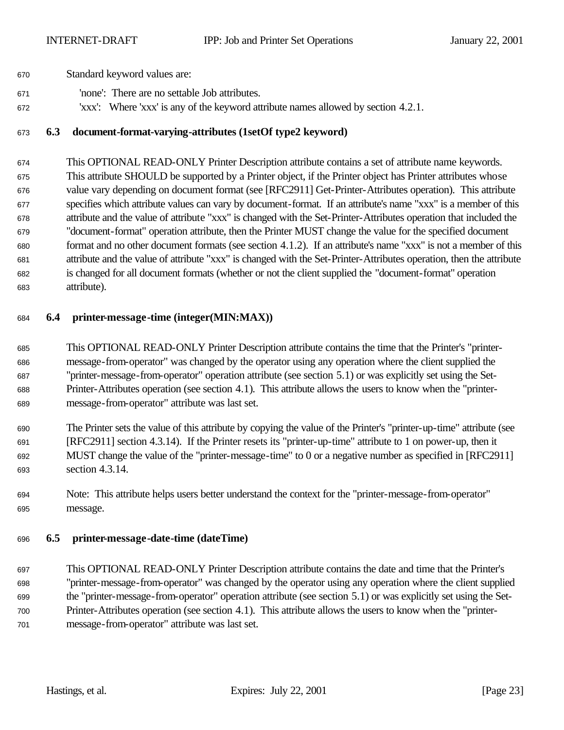Standard keyword values are:

'none': There are no settable Job attributes.

'xxx': Where 'xxx' is any of the keyword attribute names allowed by section 4.2.1.

### 6.3 document-format-varying-attributes (1setOf type2 keyword)

This OPTIONAL READ-ONLY Printer Description attribute contains a set of attribute name keywords. This attribute SHOULD be supported by a Printer object, if the Printer object has Printer attributes whose value vary depending on document format (see [RFC2911] Get-Printer-Attributes operation). This attribute specifies which attribute values can vary by document-format. If an attribute's name "xxx" is a member of this attribute and the value of attribute "xxx" is changed with the Set-Printer-Attributes operation that included the "document-format" operation attribute, then the Printer MUST change the value for the specified document format and no other document formats (see section 4.1.2). If an attribute's name "xxx" is not a member of this attribute and the value of attribute "xxx" is changed with the Set-Printer-Attributes operation, then the attribute is changed for all document formats (whether or not the client supplied the "document-format" operation attribute).

### 6.4 printer-message-time (integer(MIN:MAX))

This OPTIONAL READ-ONLY Printer Description attribute contains the time that the Printer's "printer-message-from-operator" was changed by the operator using any operation where the client supplied the "printer-message-from-operator" operation attribute (see section 5.1) or was explicitly set using the Set-Printer-Attributes operation (see section 4.1). This attribute allows the users to know when the "printer-message-from-operator" attribute was last set.

The Printer sets the value of this attribute by copying the value of the Printer's "printer-up-time" attribute (see [RFC2911] section 4.3.14). If the Printer resets its "printer-up-time" attribute to 1 on power-up, then it MUST change the value of the "printer-message-time" to 0 or a negative number as specified in [RFC2911] section 4.3.14.

Note: This attribute helps users better understand the context for the "printer-message-from-operator" message.

### 6.5 printer-message-date-time (dateTime)

This OPTIONAL READ-ONLY Printer Description attribute contains the date and time that the Printer's "printer-message-from-operator" was changed by the operator using any operation where the client supplied the "printer-message-from-operator" operation attribute (see section 5.1) or was explicitly set using the Set-Printer-Attributes operation (see section 4.1). This attribute allows the users to know when the "printer-message-from-operator" attribute was last set.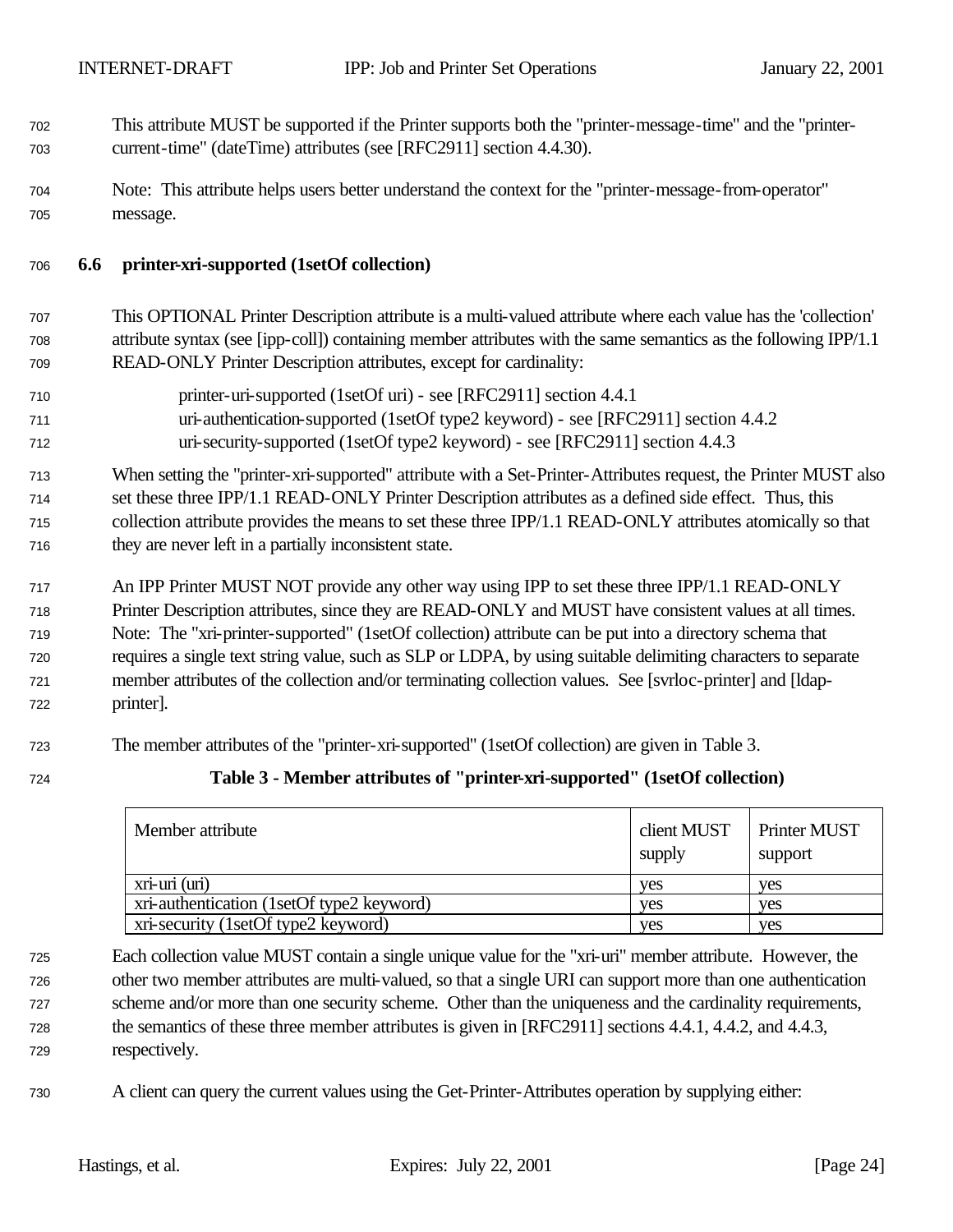This attribute MUST be supported if the Printer supports both the "printer-message-time" and the "printer-current-time" (dateTime) attributes (see [RFC2911] section 4.4.30).

Note: This attribute helps users better understand the context for the "printer-message-from-operator" message.

### 6.6 printer-xri-supported (1setOf collection)

This OPTIONAL Printer Description attribute is a multi-valued attribute where each value has the 'collection' attribute syntax (see [ipp-coll]) containing member attributes with the same semantics as the following IPP/1.1 READ-ONLY Printer Description attributes, except for cardinality:

printer-uri-supported (1setOf uri) - see [RFC2911] section 4.4.1
uri-authentication-supported (1setOf type2 keyword) - see [RFC2911] section 4.4.2
uri-security-supported (1setOf type2 keyword) - see [RFC2911] section 4.4.3

When setting the "printer-xri-supported" attribute with a Set-Printer-Attributes request, the Printer MUST also set these three IPP/1.1 READ-ONLY Printer Description attributes as a defined side effect. Thus, this collection attribute provides the means to set these three IPP/1.1 READ-ONLY attributes atomically so that they are never left in a partially inconsistent state.

An IPP Printer MUST NOT provide any other way using IPP to set these three IPP/1.1 READ-ONLY Printer Description attributes, since they are READ-ONLY and MUST have consistent values at all times. Note: The "xri-printer-supported" (1setOf collection) attribute can be put into a directory schema that requires a single text string value, such as SLP or LDPA, by using suitable delimiting characters to separate member attributes of the collection and/or terminating collection values. See [svrloc-printer] and [ldap-printer].

The member attributes of the "printer-xri-supported" (1setOf collection) are given in Table 3.

**Table 3 - Member attributes of "printer-xri-supported" (1setOf collection)**

| Member attribute | client MUST supply | Printer MUST support |
|---|---|---|
| xri-uri (uri) | yes | yes |
| xri-authentication (1setOf type2 keyword) | yes | yes |
| xri-security (1setOf type2 keyword) | yes | yes |

Each collection value MUST contain a single unique value for the "xri-uri" member attribute. However, the other two member attributes are multi-valued, so that a single URI can support more than one authentication scheme and/or more than one security scheme. Other than the uniqueness and the cardinality requirements, the semantics of these three member attributes is given in [RFC2911] sections 4.4.1, 4.4.2, and 4.4.3, respectively.

A client can query the current values using the Get-Printer-Attributes operation by supplying either: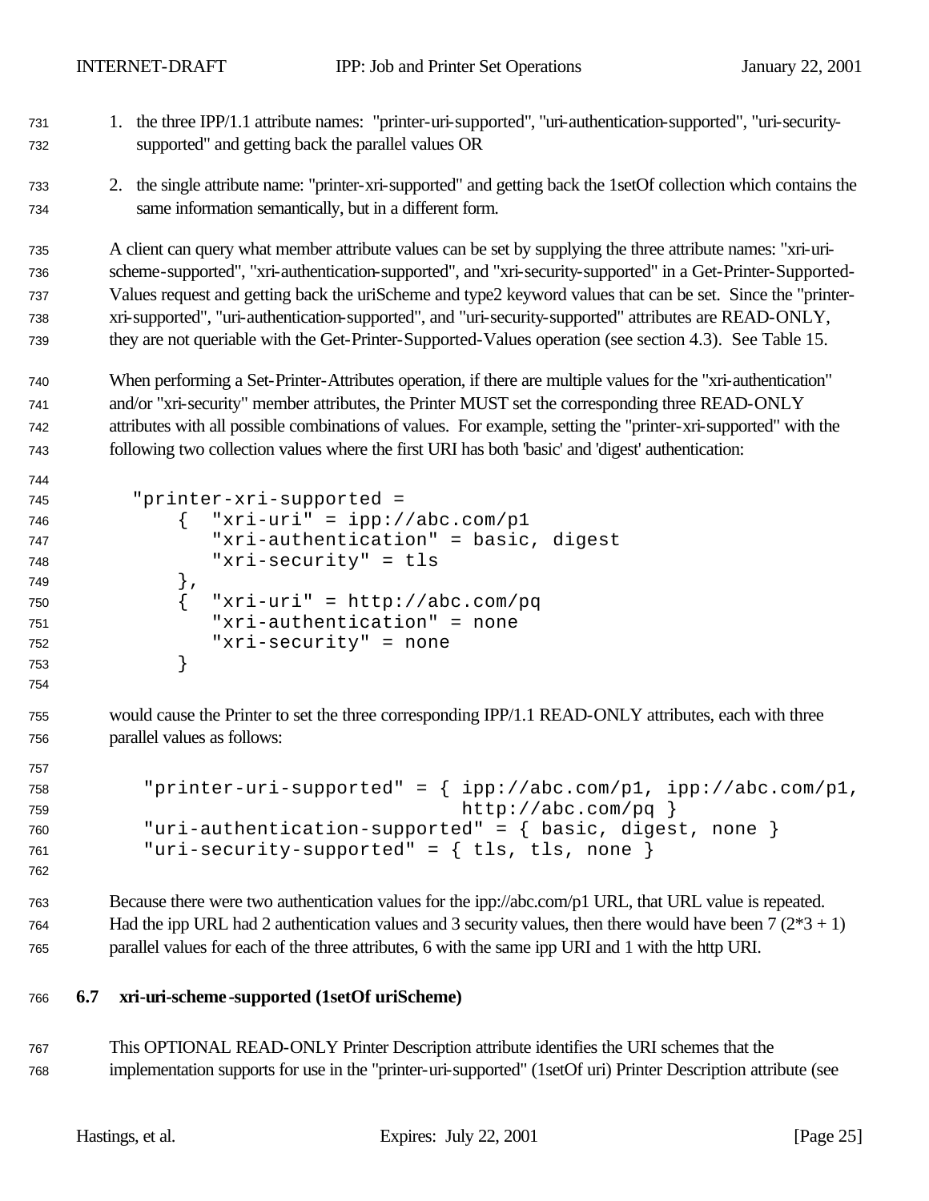1. the three IPP/1.1 attribute names: "printer-uri-supported", "uri-authentication-supported", "uri-security-supported" and getting back the parallel values OR

2. the single attribute name: "printer-xri-supported" and getting back the 1setOf collection which contains the same information semantically, but in a different form.

A client can query what member attribute values can be set by supplying the three attribute names: "xri-uri-scheme-supported", "xri-authentication-supported", and "xri-security-supported" in a Get-Printer-Supported-Values request and getting back the uriScheme and type2 keyword values that can be set. Since the "printer-xri-supported", "uri-authentication-supported", and "uri-security-supported" attributes are READ-ONLY, they are not queriable with the Get-Printer-Supported-Values operation (see section 4.3). See Table 15.

When performing a Set-Printer-Attributes operation, if there are multiple values for the "xri-authentication" and/or "xri-security" member attributes, the Printer MUST set the corresponding three READ-ONLY attributes with all possible combinations of values. For example, setting the "printer-xri-supported" with the following two collection values where the first URI has both 'basic' and 'digest' authentication:

```
  "printer-xri-supported =
      {  "xri-uri" = ipp://abc.com/p1
         "xri-authentication" = basic, digest
         "xri-security" = tls
      },
      {  "xri-uri" = http://abc.com/pq
         "xri-authentication" = none
         "xri-security" = none
      }
```

would cause the Printer to set the three corresponding IPP/1.1 READ-ONLY attributes, each with three parallel values as follows:

```
   "printer-uri-supported" = { ipp://abc.com/p1, ipp://abc.com/p1,
                               http://abc.com/pq }
   "uri-authentication-supported" = { basic, digest, none }
   "uri-security-supported" = { tls, tls, none }
```

Because there were two authentication values for the ipp://abc.com/p1 URL, that URL value is repeated. Had the ipp URL had 2 authentication values and 3 security values, then there would have been 7 (2*3 + 1) parallel values for each of the three attributes, 6 with the same ipp URI and 1 with the http URI.

### 6.7 xri-uri-scheme-supported (1setOf uriScheme)

This OPTIONAL READ-ONLY Printer Description attribute identifies the URI schemes that the implementation supports for use in the "printer-uri-supported" (1setOf uri) Printer Description attribute (see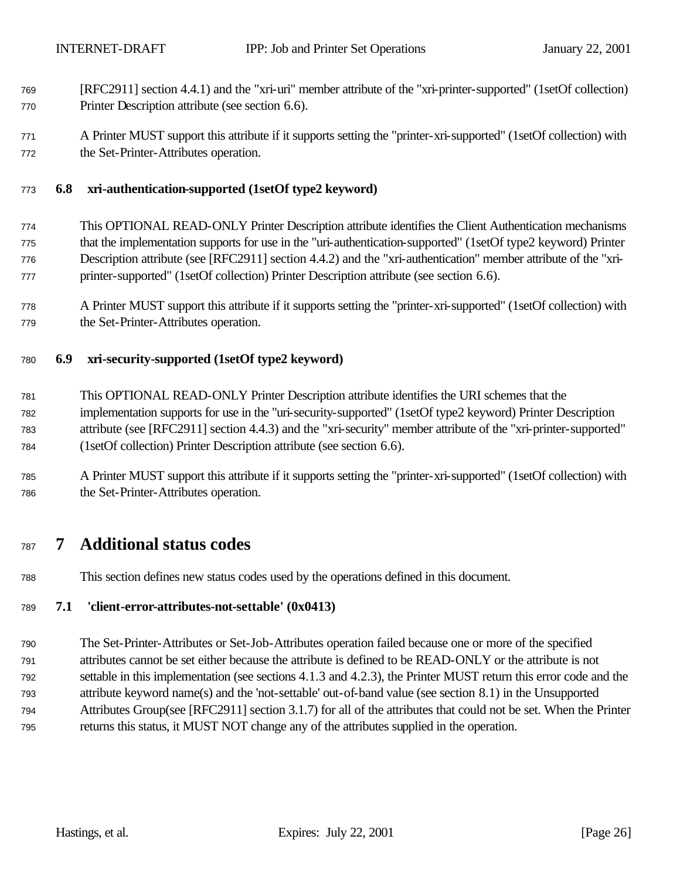[RFC2911] section 4.4.1) and the "xri-uri" member attribute of the "xri-printer-supported" (1setOf collection) Printer Description attribute (see section 6.6).

A Printer MUST support this attribute if it supports setting the "printer-xri-supported" (1setOf collection) with the Set-Printer-Attributes operation.

### 6.8 xri-authentication-supported (1setOf type2 keyword)

This OPTIONAL READ-ONLY Printer Description attribute identifies the Client Authentication mechanisms that the implementation supports for use in the "uri-authentication-supported" (1setOf type2 keyword) Printer Description attribute (see [RFC2911] section 4.4.2) and the "xri-authentication" member attribute of the "xri-printer-supported" (1setOf collection) Printer Description attribute (see section 6.6).

A Printer MUST support this attribute if it supports setting the "printer-xri-supported" (1setOf collection) with the Set-Printer-Attributes operation.

### 6.9 xri-security-supported (1setOf type2 keyword)

This OPTIONAL READ-ONLY Printer Description attribute identifies the URI schemes that the implementation supports for use in the "uri-security-supported" (1setOf type2 keyword) Printer Description attribute (see [RFC2911] section 4.4.3) and the "xri-security" member attribute of the "xri-printer-supported" (1setOf collection) Printer Description attribute (see section 6.6).

A Printer MUST support this attribute if it supports setting the "printer-xri-supported" (1setOf collection) with the Set-Printer-Attributes operation.

## 7 Additional status codes

This section defines new status codes used by the operations defined in this document.

### 7.1 'client-error-attributes-not-settable' (0x0413)

The Set-Printer-Attributes or Set-Job-Attributes operation failed because one or more of the specified attributes cannot be set either because the attribute is defined to be READ-ONLY or the attribute is not settable in this implementation (see sections 4.1.3 and 4.2.3), the Printer MUST return this error code and the attribute keyword name(s) and the 'not-settable' out-of-band value (see section 8.1) in the Unsupported Attributes Group(see [RFC2911] section 3.1.7) for all of the attributes that could not be set. When the Printer returns this status, it MUST NOT change any of the attributes supplied in the operation.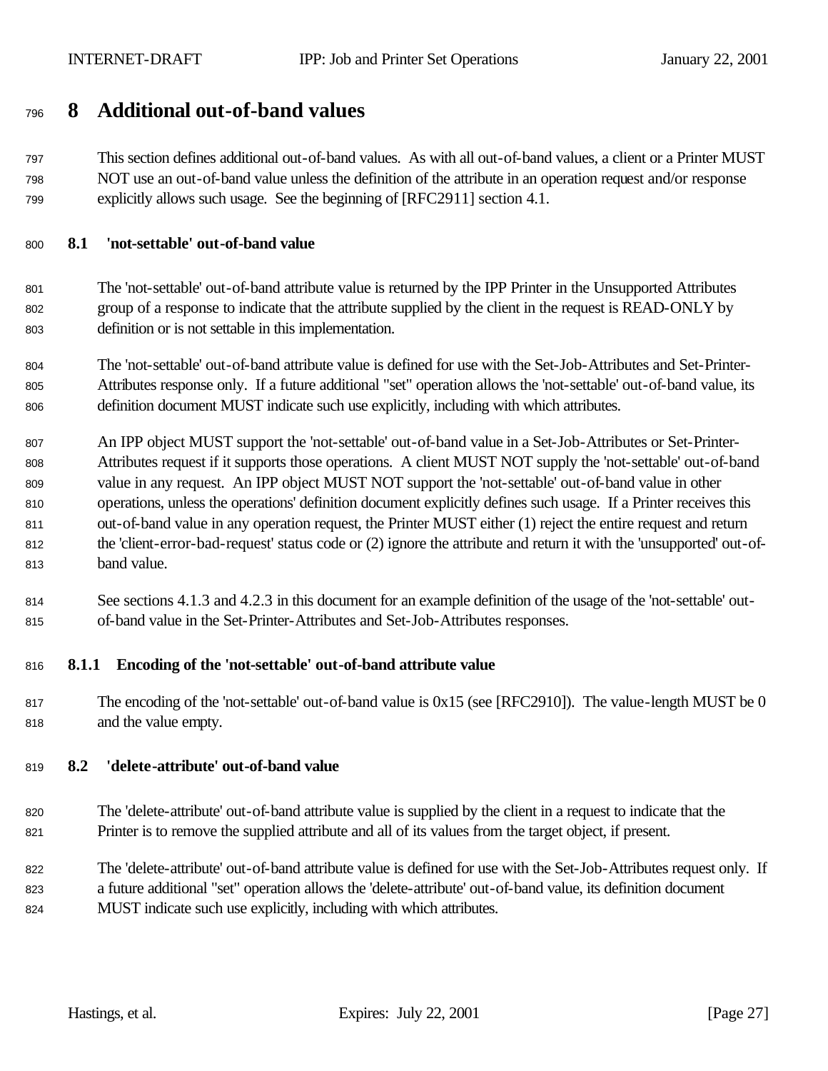# 8 Additional out-of-band values

This section defines additional out-of-band values. As with all out-of-band values, a client or a Printer MUST NOT use an out-of-band value unless the definition of the attribute in an operation request and/or response explicitly allows such usage. See the beginning of [RFC2911] section 4.1.

### 8.1 'not-settable' out-of-band value

The 'not-settable' out-of-band attribute value is returned by the IPP Printer in the Unsupported Attributes group of a response to indicate that the attribute supplied by the client in the request is READ-ONLY by definition or is not settable in this implementation.

The 'not-settable' out-of-band attribute value is defined for use with the Set-Job-Attributes and Set-Printer-Attributes response only. If a future additional "set" operation allows the 'not-settable' out-of-band value, its definition document MUST indicate such use explicitly, including with which attributes.

An IPP object MUST support the 'not-settable' out-of-band value in a Set-Job-Attributes or Set-Printer-Attributes request if it supports those operations. A client MUST NOT supply the 'not-settable' out-of-band value in any request. An IPP object MUST NOT support the 'not-settable' out-of-band value in other operations, unless the operations' definition document explicitly defines such usage. If a Printer receives this out-of-band value in any operation request, the Printer MUST either (1) reject the entire request and return the 'client-error-bad-request' status code or (2) ignore the attribute and return it with the 'unsupported' out-of-band value.

See sections 4.1.3 and 4.2.3 in this document for an example definition of the usage of the 'not-settable' out-of-band value in the Set-Printer-Attributes and Set-Job-Attributes responses.

#### 8.1.1 Encoding of the 'not-settable' out-of-band attribute value

The encoding of the 'not-settable' out-of-band value is 0x15 (see [RFC2910]). The value-length MUST be 0 and the value empty.

### 8.2 'delete-attribute' out-of-band value

The 'delete-attribute' out-of-band attribute value is supplied by the client in a request to indicate that the Printer is to remove the supplied attribute and all of its values from the target object, if present.

The 'delete-attribute' out-of-band attribute value is defined for use with the Set-Job-Attributes request only. If a future additional "set" operation allows the 'delete-attribute' out-of-band value, its definition document MUST indicate such use explicitly, including with which attributes.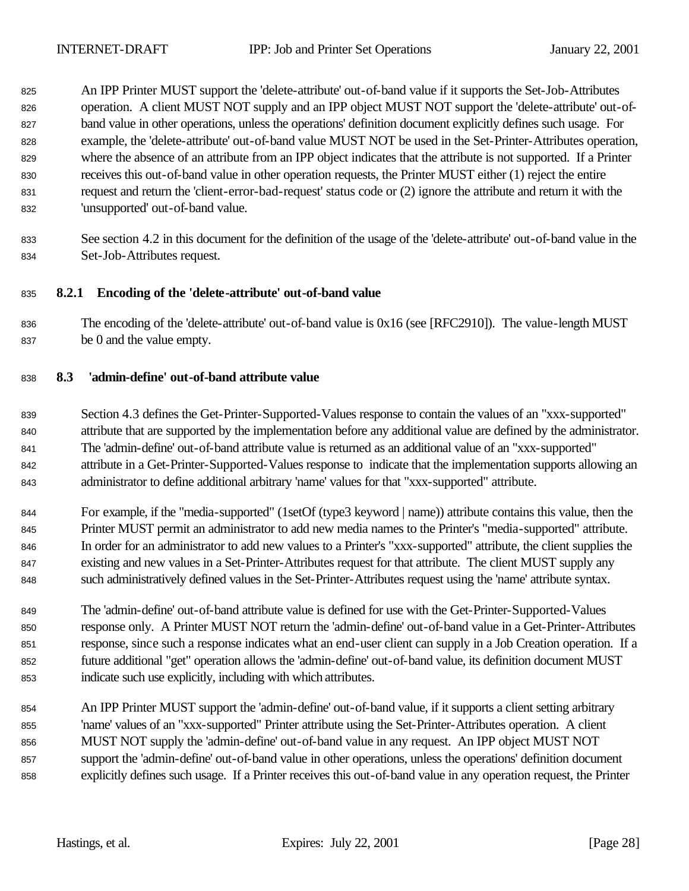An IPP Printer MUST support the 'delete-attribute' out-of-band value if it supports the Set-Job-Attributes operation. A client MUST NOT supply and an IPP object MUST NOT support the 'delete-attribute' out-of-band value in other operations, unless the operations' definition document explicitly defines such usage. For example, the 'delete-attribute' out-of-band value MUST NOT be used in the Set-Printer-Attributes operation, where the absence of an attribute from an IPP object indicates that the attribute is not supported. If a Printer receives this out-of-band value in other operation requests, the Printer MUST either (1) reject the entire request and return the 'client-error-bad-request' status code or (2) ignore the attribute and return it with the 'unsupported' out-of-band value.

See section 4.2 in this document for the definition of the usage of the 'delete-attribute' out-of-band value in the Set-Job-Attributes request.

### 8.2.1 Encoding of the 'delete-attribute' out-of-band value

The encoding of the 'delete-attribute' out-of-band value is 0x16 (see [RFC2910]). The value-length MUST be 0 and the value empty.

## 8.3 'admin-define' out-of-band attribute value

Section 4.3 defines the Get-Printer-Supported-Values response to contain the values of an "xxx-supported" attribute that are supported by the implementation before any additional value are defined by the administrator. The 'admin-define' out-of-band attribute value is returned as an additional value of an "xxx-supported" attribute in a Get-Printer-Supported-Values response to indicate that the implementation supports allowing an administrator to define additional arbitrary 'name' values for that "xxx-supported" attribute.

For example, if the "media-supported" (1setOf (type3 keyword | name)) attribute contains this value, then the Printer MUST permit an administrator to add new media names to the Printer's "media-supported" attribute. In order for an administrator to add new values to a Printer's "xxx-supported" attribute, the client supplies the existing and new values in a Set-Printer-Attributes request for that attribute. The client MUST supply any such administratively defined values in the Set-Printer-Attributes request using the 'name' attribute syntax.

The 'admin-define' out-of-band attribute value is defined for use with the Get-Printer-Supported-Values response only. A Printer MUST NOT return the 'admin-define' out-of-band value in a Get-Printer-Attributes response, since such a response indicates what an end-user client can supply in a Job Creation operation. If a future additional "get" operation allows the 'admin-define' out-of-band value, its definition document MUST indicate such use explicitly, including with which attributes.

An IPP Printer MUST support the 'admin-define' out-of-band value, if it supports a client setting arbitrary 'name' values of an "xxx-supported" Printer attribute using the Set-Printer-Attributes operation. A client MUST NOT supply the 'admin-define' out-of-band value in any request. An IPP object MUST NOT support the 'admin-define' out-of-band value in other operations, unless the operations' definition document explicitly defines such usage. If a Printer receives this out-of-band value in any operation request, the Printer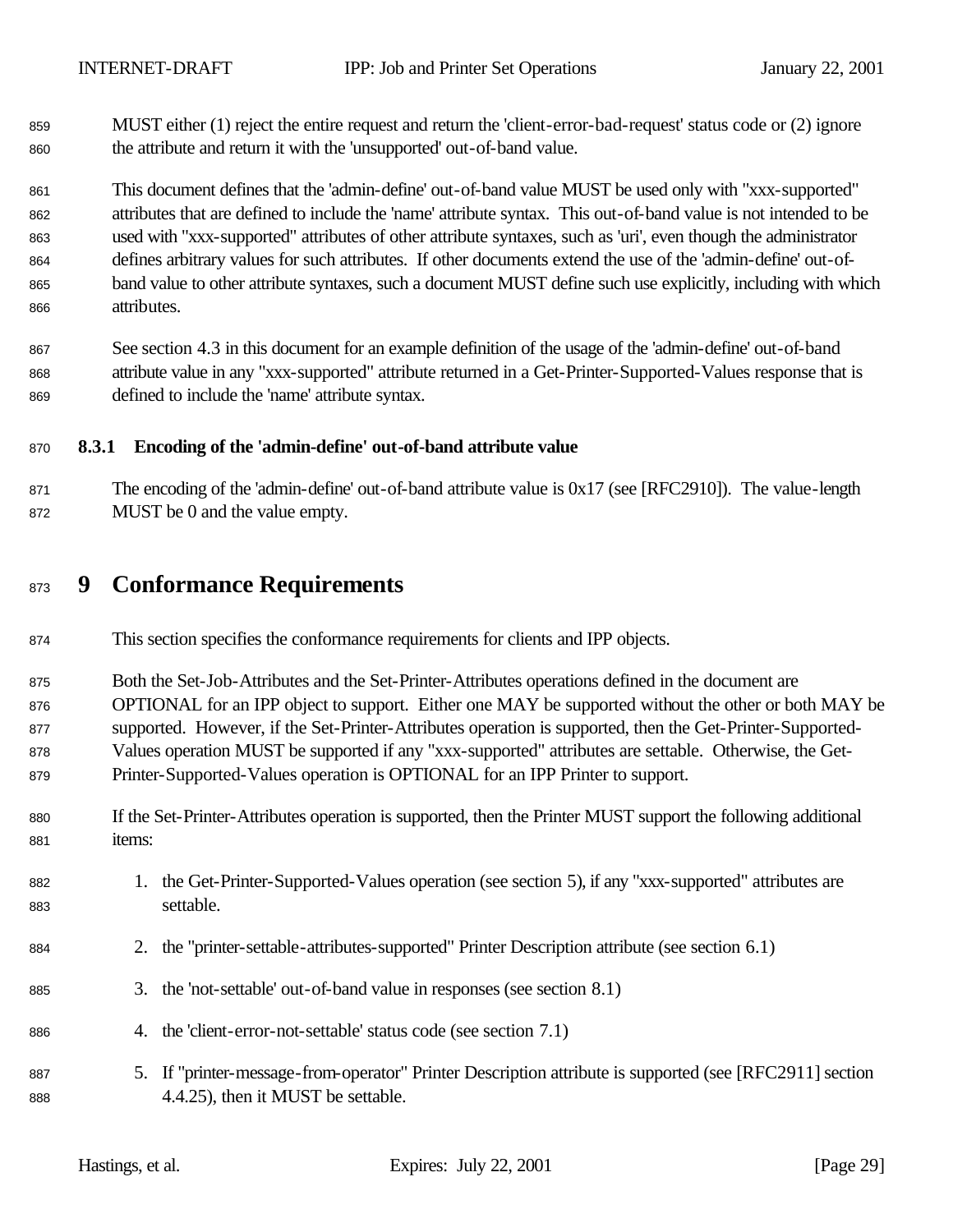MUST either (1) reject the entire request and return the 'client-error-bad-request' status code or (2) ignore the attribute and return it with the 'unsupported' out-of-band value.

This document defines that the 'admin-define' out-of-band value MUST be used only with "xxx-supported" attributes that are defined to include the 'name' attribute syntax. This out-of-band value is not intended to be used with "xxx-supported" attributes of other attribute syntaxes, such as 'uri', even though the administrator defines arbitrary values for such attributes. If other documents extend the use of the 'admin-define' out-of-band value to other attribute syntaxes, such a document MUST define such use explicitly, including with which attributes.

See section 4.3 in this document for an example definition of the usage of the 'admin-define' out-of-band attribute value in any "xxx-supported" attribute returned in a Get-Printer-Supported-Values response that is defined to include the 'name' attribute syntax.

### 8.3.1 Encoding of the 'admin-define' out-of-band attribute value

The encoding of the 'admin-define' out-of-band attribute value is 0x17 (see [RFC2910]). The value-length MUST be 0 and the value empty.

# 9 Conformance Requirements

This section specifies the conformance requirements for clients and IPP objects.

Both the Set-Job-Attributes and the Set-Printer-Attributes operations defined in the document are OPTIONAL for an IPP object to support. Either one MAY be supported without the other or both MAY be supported. However, if the Set-Printer-Attributes operation is supported, then the Get-Printer-Supported-Values operation MUST be supported if any "xxx-supported" attributes are settable. Otherwise, the Get-Printer-Supported-Values operation is OPTIONAL for an IPP Printer to support.

If the Set-Printer-Attributes operation is supported, then the Printer MUST support the following additional items:

1. the Get-Printer-Supported-Values operation (see section 5), if any "xxx-supported" attributes are settable.
2. the "printer-settable-attributes-supported" Printer Description attribute (see section 6.1)
3. the 'not-settable' out-of-band value in responses (see section 8.1)
4. the 'client-error-not-settable' status code (see section 7.1)
5. If "printer-message-from-operator" Printer Description attribute is supported (see [RFC2911] section 4.4.25), then it MUST be settable.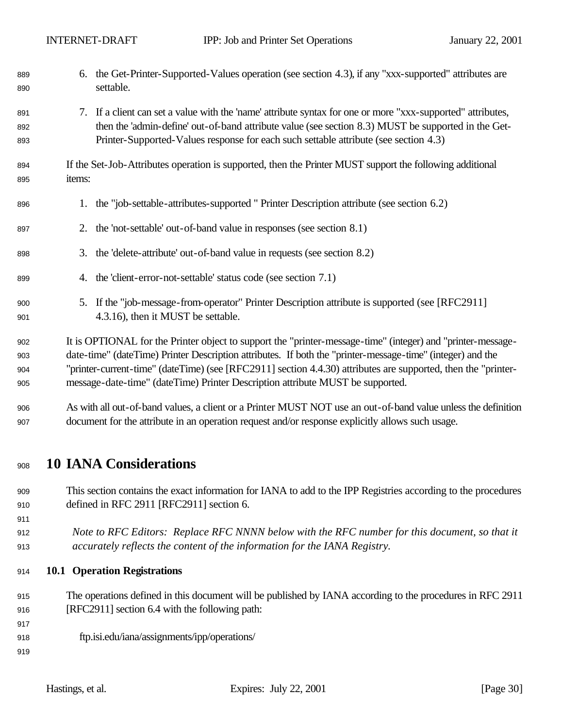6. the Get-Printer-Supported-Values operation (see section 4.3), if any "xxx-supported" attributes are settable.

7. If a client can set a value with the 'name' attribute syntax for one or more "xxx-supported" attributes, then the 'admin-define' out-of-band attribute value (see section 8.3) MUST be supported in the Get-Printer-Supported-Values response for each such settable attribute (see section 4.3)

If the Set-Job-Attributes operation is supported, then the Printer MUST support the following additional items:

1. the "job-settable-attributes-supported " Printer Description attribute (see section 6.2)

2. the 'not-settable' out-of-band value in responses (see section 8.1)

3. the 'delete-attribute' out-of-band value in requests (see section 8.2)

4. the 'client-error-not-settable' status code (see section 7.1)

5. If the "job-message-from-operator" Printer Description attribute is supported (see [RFC2911] 4.3.16), then it MUST be settable.

It is OPTIONAL for the Printer object to support the "printer-message-time" (integer) and "printer-message-date-time" (dateTime) Printer Description attributes. If both the "printer-message-time" (integer) and the "printer-current-time" (dateTime) (see [RFC2911] section 4.4.30) attributes are supported, then the "printer-message-date-time" (dateTime) Printer Description attribute MUST be supported.

As with all out-of-band values, a client or a Printer MUST NOT use an out-of-band value unless the definition document for the attribute in an operation request and/or response explicitly allows such usage.

# 10 IANA Considerations

This section contains the exact information for IANA to add to the IPP Registries according to the procedures defined in RFC 2911 [RFC2911] section 6.

*Note to RFC Editors: Replace RFC NNNN below with the RFC number for this document, so that it accurately reflects the content of the information for the IANA Registry.*

## 10.1 Operation Registrations

The operations defined in this document will be published by IANA according to the procedures in RFC 2911 [RFC2911] section 6.4 with the following path:

ftp.isi.edu/iana/assignments/ipp/operations/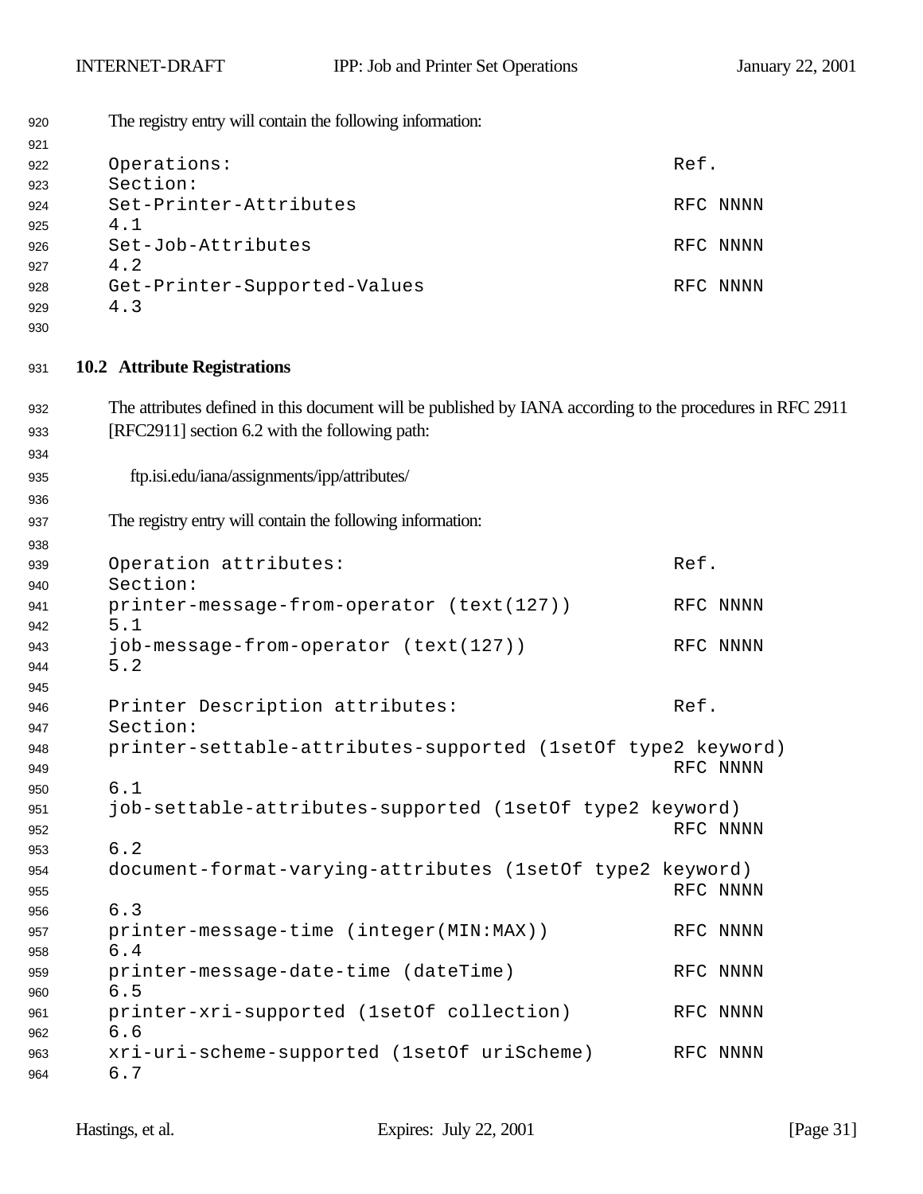The registry entry will contain the following information:

```
Operations:                                             Ref.
Section:
Set-Printer-Attributes                                  RFC NNNN
4.1
Set-Job-Attributes                                      RFC NNNN
4.2
Get-Printer-Supported-Values                            RFC NNNN
4.3
```

### 10.2 Attribute Registrations

The attributes defined in this document will be published by IANA according to the procedures in RFC 2911 [RFC2911] section 6.2 with the following path:

ftp.isi.edu/iana/assignments/ipp/attributes/

The registry entry will contain the following information:

```
Operation attributes:                                   Ref.
Section:
printer-message-from-operator (text(127))               RFC NNNN
5.1
job-message-from-operator (text(127))                   RFC NNNN
5.2

Printer Description attributes:                         Ref.
Section:
printer-settable-attributes-supported (1setOf type2 keyword)
                                                        RFC NNNN
6.1
job-settable-attributes-supported (1setOf type2 keyword)
                                                        RFC NNNN
6.2
document-format-varying-attributes (1setOf type2 keyword)
                                                        RFC NNNN
6.3
printer-message-time (integer(MIN:MAX))                 RFC NNNN
6.4
printer-message-date-time (dateTime)                    RFC NNNN
6.5
printer-xri-supported (1setOf collection)               RFC NNNN
6.6
xri-uri-scheme-supported (1setOf uriScheme)             RFC NNNN
6.7
```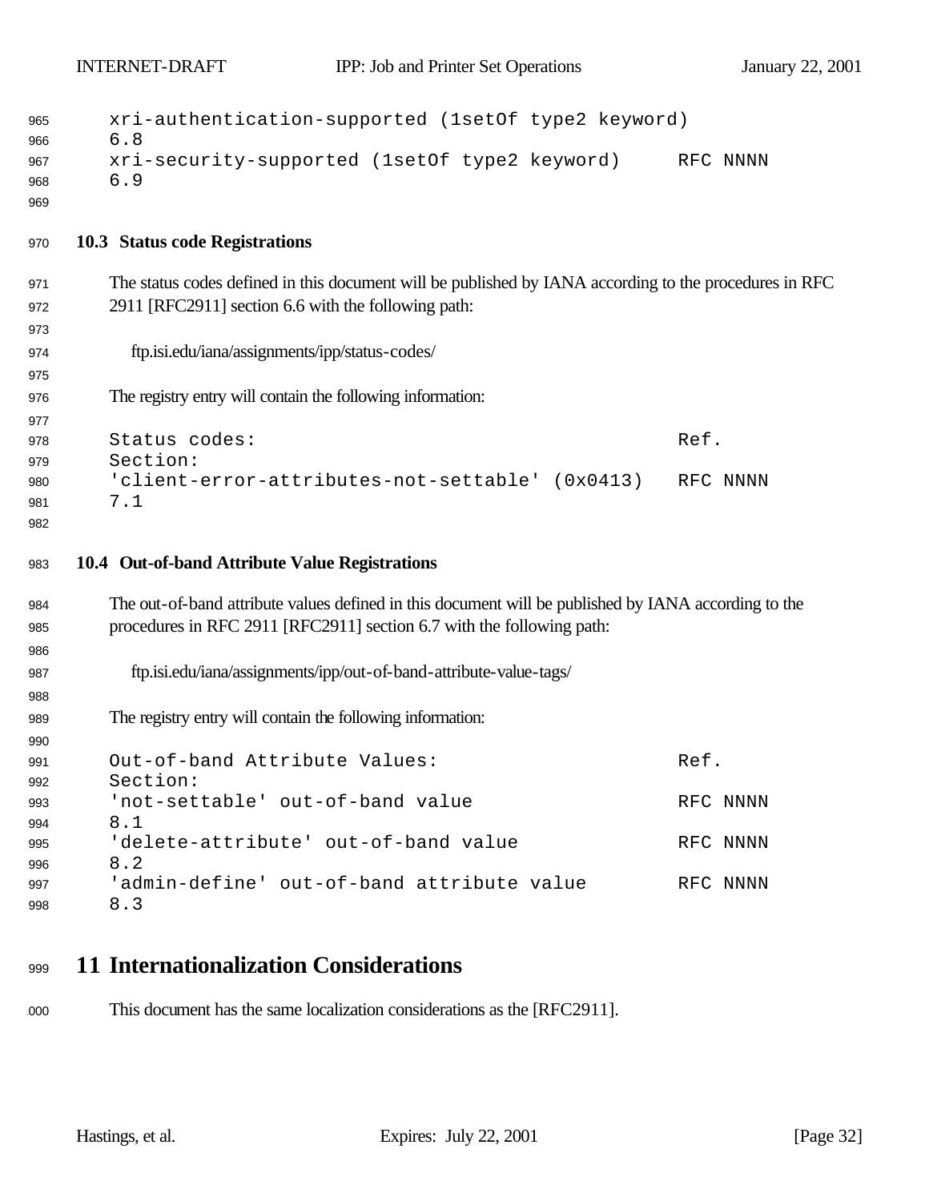```
xri-authentication-supported (1setOf type2 keyword)
6.8
xri-security-supported (1setOf type2 keyword)     RFC NNNN
6.9
```

### 10.3 Status code Registrations

The status codes defined in this document will be published by IANA according to the procedures in RFC 2911 [RFC2911] section 6.6 with the following path:

ftp.isi.edu/iana/assignments/ipp/status-codes/

The registry entry will contain the following information:

```
Status codes:                                      Ref.
Section:
'client-error-attributes-not-settable' (0x0413)   RFC NNNN
7.1
```

### 10.4 Out-of-band Attribute Value Registrations

The out-of-band attribute values defined in this document will be published by IANA according to the procedures in RFC 2911 [RFC2911] section 6.7 with the following path:

ftp.isi.edu/iana/assignments/ipp/out-of-band-attribute-value-tags/

The registry entry will contain the following information:

```
Out-of-band Attribute Values:                      Ref.
Section:
'not-settable' out-of-band value                   RFC NNNN
8.1
'delete-attribute' out-of-band value               RFC NNNN
8.2
'admin-define' out-of-band attribute value         RFC NNNN
8.3
```

# 11 Internationalization Considerations

This document has the same localization considerations as the [RFC2911].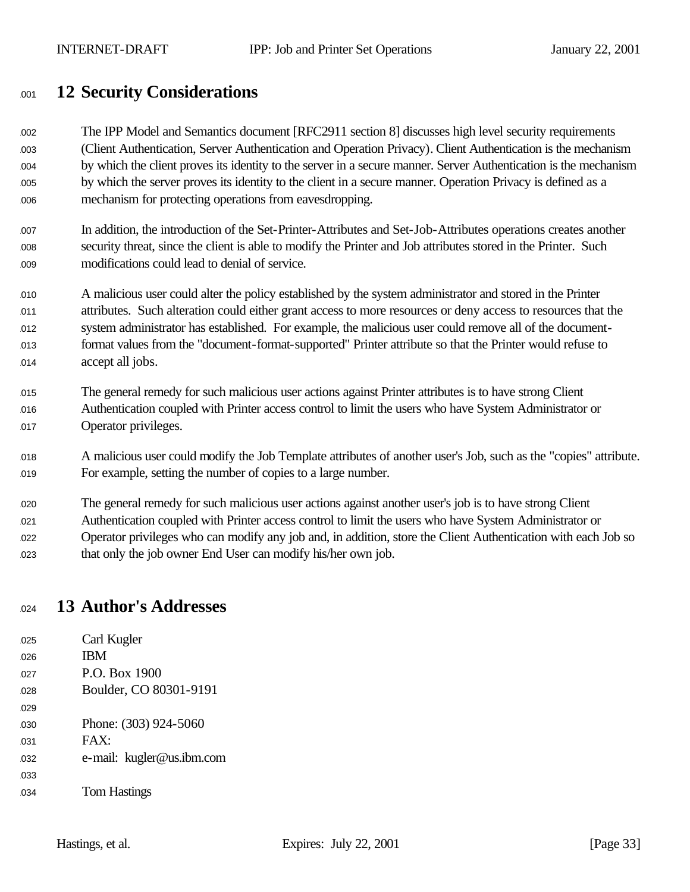# 12 Security Considerations

The IPP Model and Semantics document [RFC2911 section 8] discusses high level security requirements (Client Authentication, Server Authentication and Operation Privacy). Client Authentication is the mechanism by which the client proves its identity to the server in a secure manner. Server Authentication is the mechanism by which the server proves its identity to the client in a secure manner. Operation Privacy is defined as a mechanism for protecting operations from eavesdropping.

In addition, the introduction of the Set-Printer-Attributes and Set-Job-Attributes operations creates another security threat, since the client is able to modify the Printer and Job attributes stored in the Printer. Such modifications could lead to denial of service.

A malicious user could alter the policy established by the system administrator and stored in the Printer attributes. Such alteration could either grant access to more resources or deny access to resources that the system administrator has established. For example, the malicious user could remove all of the document-format values from the "document-format-supported" Printer attribute so that the Printer would refuse to accept all jobs.

The general remedy for such malicious user actions against Printer attributes is to have strong Client Authentication coupled with Printer access control to limit the users who have System Administrator or Operator privileges.

A malicious user could modify the Job Template attributes of another user's Job, such as the "copies" attribute. For example, setting the number of copies to a large number.

The general remedy for such malicious user actions against another user's job is to have strong Client Authentication coupled with Printer access control to limit the users who have System Administrator or Operator privileges who can modify any job and, in addition, store the Client Authentication with each Job so that only the job owner End User can modify his/her own job.

# 13 Author's Addresses

Carl Kugler
IBM
P.O. Box 1900
Boulder, CO 80301-9191

Phone: (303) 924-5060
FAX:
e-mail: kugler@us.ibm.com

Tom Hastings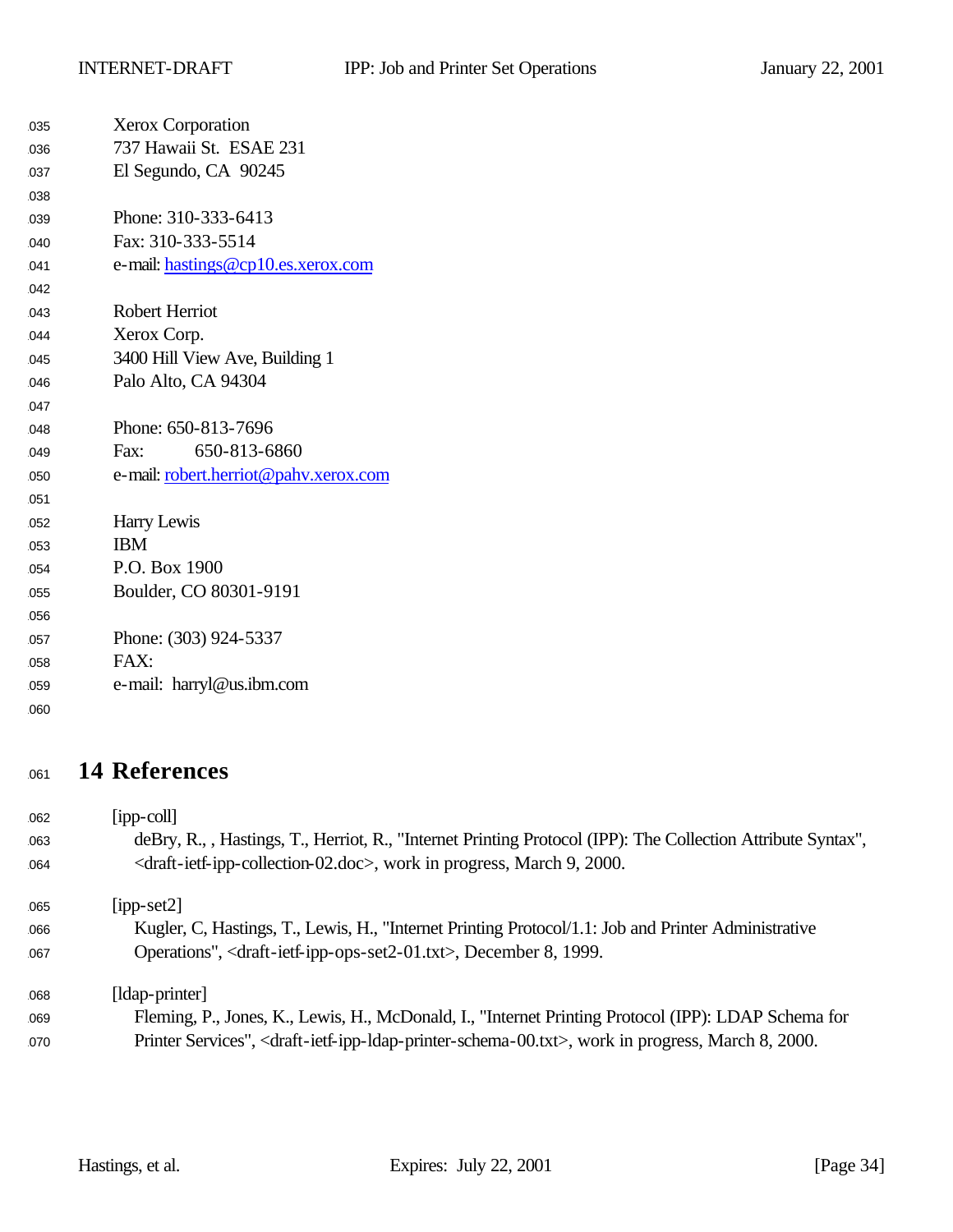Xerox Corporation
737 Hawaii St.  ESAE 231
El Segundo, CA  90245

Phone: 310-333-6413
Fax: 310-333-5514
e-mail: hastings@cp10.es.xerox.com

Robert Herriot
Xerox Corp.
3400 Hill View Ave, Building 1
Palo Alto, CA 94304

Phone: 650-813-7696
Fax:      650-813-6860
e-mail: robert.herriot@pahv.xerox.com

Harry Lewis
IBM
P.O. Box 1900
Boulder, CO 80301-9191

Phone: (303) 924-5337
FAX:
e-mail:  harryl@us.ibm.com

# 14 References

[ipp-coll]
deBry, R., , Hastings, T., Herriot, R., "Internet Printing Protocol (IPP): The Collection Attribute Syntax", <draft-ietf-ipp-collection-02.doc>, work in progress, March 9, 2000.

[ipp-set2]
Kugler, C, Hastings, T., Lewis, H., "Internet Printing Protocol/1.1: Job and Printer Administrative Operations", <draft-ietf-ipp-ops-set2-01.txt>, December 8, 1999.

[ldap-printer]
Fleming, P., Jones, K., Lewis, H., McDonald, I., "Internet Printing Protocol (IPP): LDAP Schema for Printer Services", <draft-ietf-ipp-ldap-printer-schema-00.txt>, work in progress, March 8, 2000.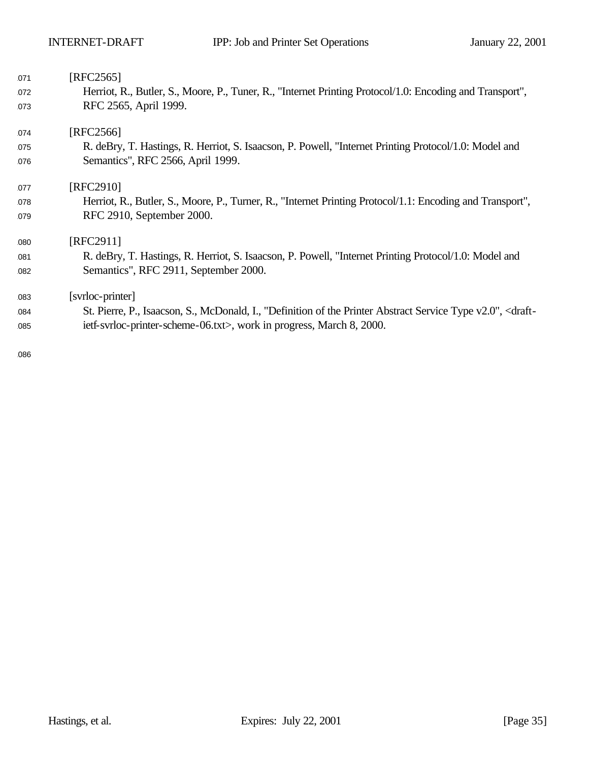[RFC2565]
Herriot, R., Butler, S., Moore, P., Tuner, R., "Internet Printing Protocol/1.0: Encoding and Transport", RFC 2565, April 1999.

[RFC2566]
R. deBry, T. Hastings, R. Herriot, S. Isaacson, P. Powell, "Internet Printing Protocol/1.0: Model and Semantics", RFC 2566, April 1999.

[RFC2910]
Herriot, R., Butler, S., Moore, P., Turner, R., "Internet Printing Protocol/1.1: Encoding and Transport", RFC 2910, September 2000.

[RFC2911]
R. deBry, T. Hastings, R. Herriot, S. Isaacson, P. Powell, "Internet Printing Protocol/1.0: Model and Semantics", RFC 2911, September 2000.

[svrloc-printer]
St. Pierre, P., Isaacson, S., McDonald, I., "Definition of the Printer Abstract Service Type v2.0", <draft-ietf-svrloc-printer-scheme-06.txt>, work in progress, March 8, 2000.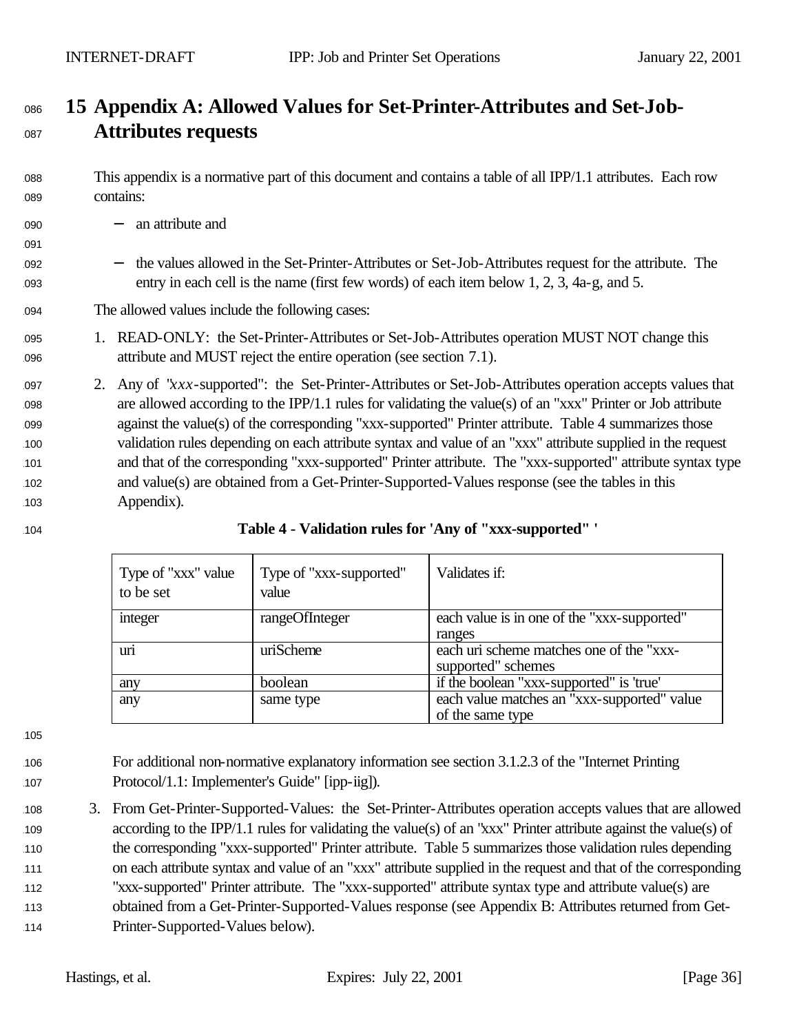# 15 Appendix A: Allowed Values for Set-Printer-Attributes and Set-Job-Attributes requests

This appendix is a normative part of this document and contains a table of all IPP/1.1 attributes. Each row contains:

- an attribute and

- the values allowed in the Set-Printer-Attributes or Set-Job-Attributes request for the attribute. The entry in each cell is the name (first few words) of each item below 1, 2, 3, 4a-g, and 5.

The allowed values include the following cases:

1. READ-ONLY: the Set-Printer-Attributes or Set-Job-Attributes operation MUST NOT change this attribute and MUST reject the entire operation (see section 7.1).

2. Any of "*xxx*-supported": the Set-Printer-Attributes or Set-Job-Attributes operation accepts values that are allowed according to the IPP/1.1 rules for validating the value(s) of an "xxx" Printer or Job attribute against the value(s) of the corresponding "xxx-supported" Printer attribute. Table 4 summarizes those validation rules depending on each attribute syntax and value of an "xxx" attribute supplied in the request and that of the corresponding "xxx-supported" Printer attribute. The "xxx-supported" attribute syntax type and value(s) are obtained from a Get-Printer-Supported-Values response (see the tables in this Appendix).

**Table 4 - Validation rules for 'Any of "xxx-supported" '**

| Type of "xxx" value to be set | Type of "xxx-supported" value | Validates if: |
|---|---|---|
| integer | rangeOfInteger | each value is in one of the "xxx-supported" ranges |
| uri | uriScheme | each uri scheme matches one of the "xxx-supported" schemes |
| any | boolean | if the boolean "xxx-supported" is 'true' |
| any | same type | each value matches an "xxx-supported" value of the same type |

For additional non-normative explanatory information see section 3.1.2.3 of the "Internet Printing Protocol/1.1: Implementer's Guide" [ipp-iig]).

3. From Get-Printer-Supported-Values: the Set-Printer-Attributes operation accepts values that are allowed according to the IPP/1.1 rules for validating the value(s) of an "xxx" Printer attribute against the value(s) of the corresponding "xxx-supported" Printer attribute. Table 5 summarizes those validation rules depending on each attribute syntax and value of an "xxx" attribute supplied in the request and that of the corresponding "xxx-supported" Printer attribute. The "xxx-supported" attribute syntax type and attribute value(s) are obtained from a Get-Printer-Supported-Values response (see Appendix B: Attributes returned from Get-Printer-Supported-Values below).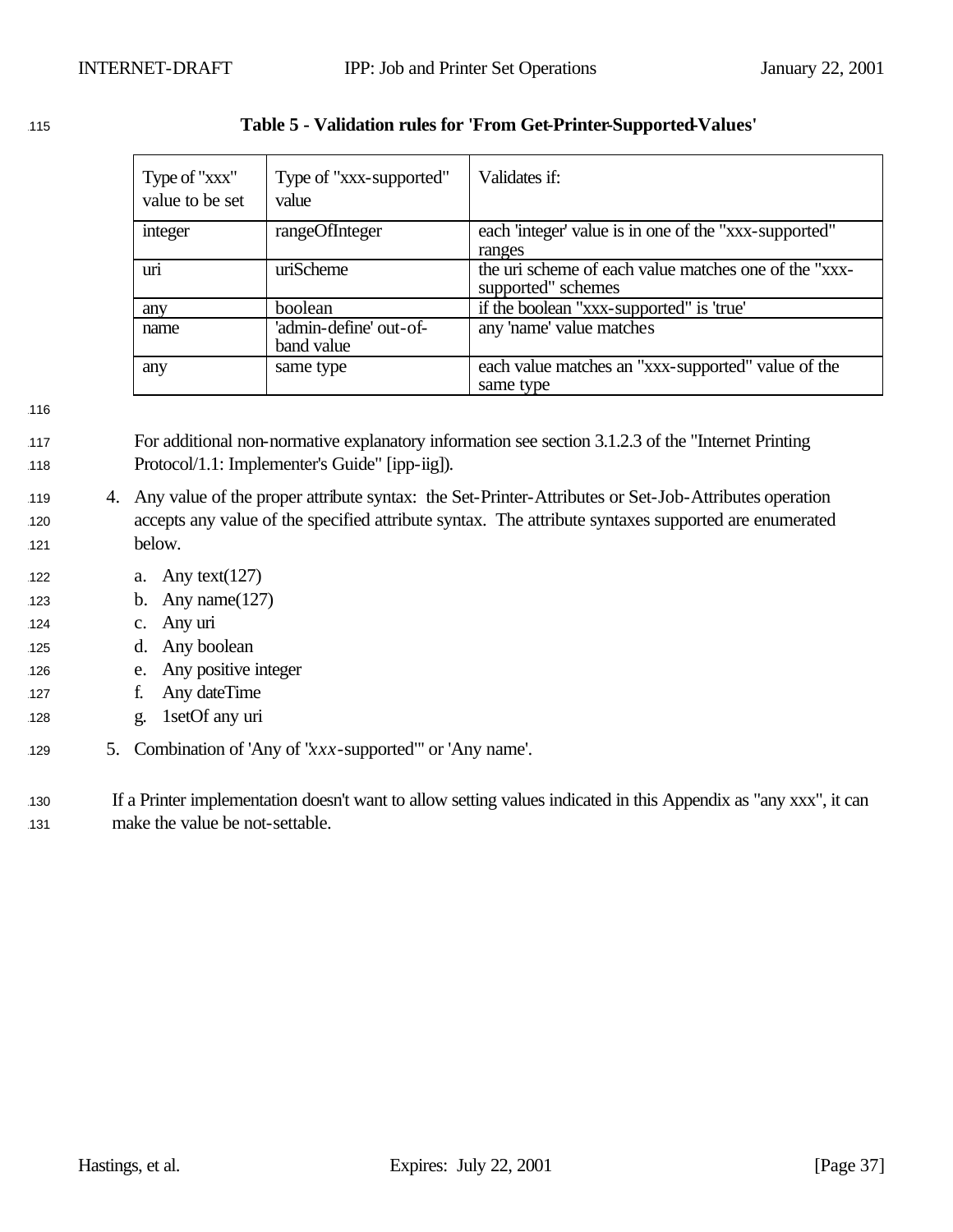**Table 5 - Validation rules for 'From Get-Printer-Supported-Values'**

| Type of "xxx" value to be set | Type of "xxx-supported" value | Validates if: |
|---|---|---|
| integer | rangeOfInteger | each 'integer' value is in one of the "xxx-supported" ranges |
| uri | uriScheme | the uri scheme of each value matches one of the "xxx-supported" schemes |
| any | boolean | if the boolean "xxx-supported" is 'true' |
| name | 'admin-define' out-of-band value | any 'name' value matches |
| any | same type | each value matches an "xxx-supported" value of the same type |

For additional non-normative explanatory information see section 3.1.2.3 of the "Internet Printing Protocol/1.1: Implementer's Guide" [ipp-iig]).

4. Any value of the proper attribute syntax: the Set-Printer-Attributes or Set-Job-Attributes operation accepts any value of the specified attribute syntax. The attribute syntaxes supported are enumerated below.

   a. Any text(127)
   b. Any name(127)
   c. Any uri
   d. Any boolean
   e. Any positive integer
   f. Any dateTime
   g. 1setOf any uri

5. Combination of 'Any of "*xxx*-supported"' or 'Any name'.

If a Printer implementation doesn't want to allow setting values indicated in this Appendix as "any xxx", it can make the value be not-settable.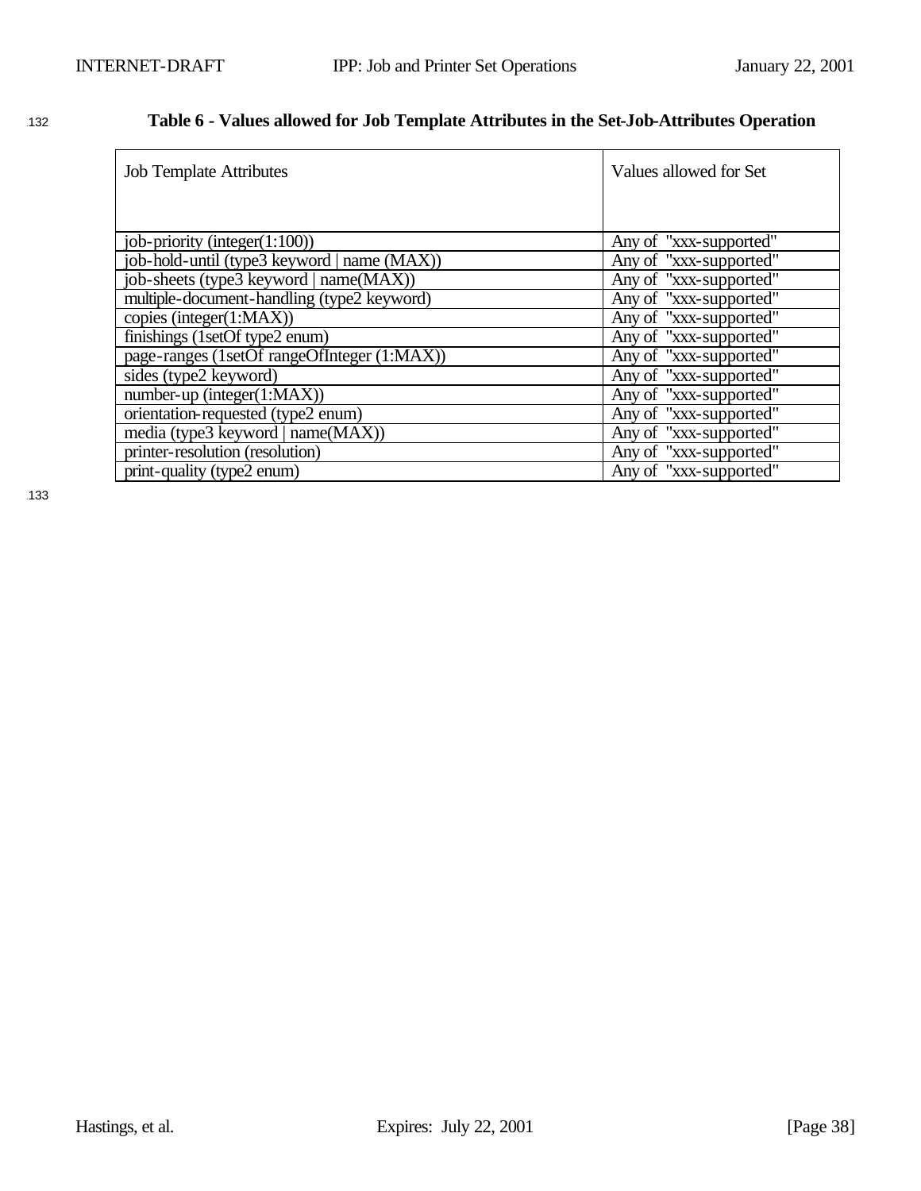**Table 6 - Values allowed for Job Template Attributes in the Set-Job-Attributes Operation**

| Job Template Attributes | Values allowed for Set |
|---|---|
| job-priority (integer(1:100)) | Any of "xxx-supported" |
| job-hold-until (type3 keyword \| name (MAX)) | Any of "xxx-supported" |
| job-sheets (type3 keyword \| name(MAX)) | Any of "xxx-supported" |
| multiple-document-handling (type2 keyword) | Any of "xxx-supported" |
| copies (integer(1:MAX)) | Any of "xxx-supported" |
| finishings (1setOf type2 enum) | Any of "xxx-supported" |
| page-ranges (1setOf rangeOfInteger (1:MAX)) | Any of "xxx-supported" |
| sides (type2 keyword) | Any of "xxx-supported" |
| number-up (integer(1:MAX)) | Any of "xxx-supported" |
| orientation-requested (type2 enum) | Any of "xxx-supported" |
| media (type3 keyword \| name(MAX)) | Any of "xxx-supported" |
| printer-resolution (resolution) | Any of "xxx-supported" |
| print-quality (type2 enum) | Any of "xxx-supported" |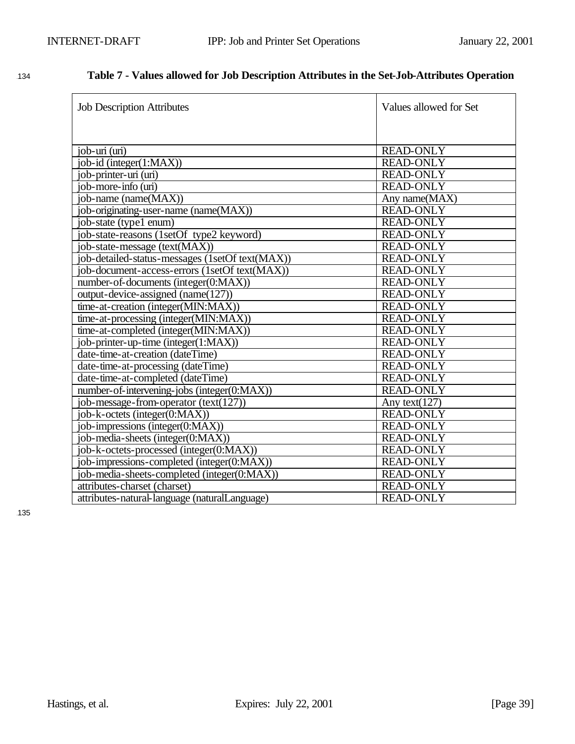**Table 7 - Values allowed for Job Description Attributes in the Set-Job-Attributes Operation**

| Job Description Attributes | Values allowed for Set |
|---|---|
| job-uri (uri) | READ-ONLY |
| job-id (integer(1:MAX)) | READ-ONLY |
| job-printer-uri (uri) | READ-ONLY |
| job-more-info (uri) | READ-ONLY |
| job-name (name(MAX)) | Any name(MAX) |
| job-originating-user-name (name(MAX)) | READ-ONLY |
| job-state (type1 enum) | READ-ONLY |
| job-state-reasons (1setOf type2 keyword) | READ-ONLY |
| job-state-message (text(MAX)) | READ-ONLY |
| job-detailed-status-messages (1setOf text(MAX)) | READ-ONLY |
| job-document-access-errors (1setOf text(MAX)) | READ-ONLY |
| number-of-documents (integer(0:MAX)) | READ-ONLY |
| output-device-assigned (name(127)) | READ-ONLY |
| time-at-creation (integer(MIN:MAX)) | READ-ONLY |
| time-at-processing (integer(MIN:MAX)) | READ-ONLY |
| time-at-completed (integer(MIN:MAX)) | READ-ONLY |
| job-printer-up-time (integer(1:MAX)) | READ-ONLY |
| date-time-at-creation (dateTime) | READ-ONLY |
| date-time-at-processing (dateTime) | READ-ONLY |
| date-time-at-completed (dateTime) | READ-ONLY |
| number-of-intervening-jobs (integer(0:MAX)) | READ-ONLY |
| job-message-from-operator (text(127)) | Any text(127) |
| job-k-octets (integer(0:MAX)) | READ-ONLY |
| job-impressions (integer(0:MAX)) | READ-ONLY |
| job-media-sheets (integer(0:MAX)) | READ-ONLY |
| job-k-octets-processed (integer(0:MAX)) | READ-ONLY |
| job-impressions-completed (integer(0:MAX)) | READ-ONLY |
| job-media-sheets-completed (integer(0:MAX)) | READ-ONLY |
| attributes-charset (charset) | READ-ONLY |
| attributes-natural-language (naturalLanguage) | READ-ONLY |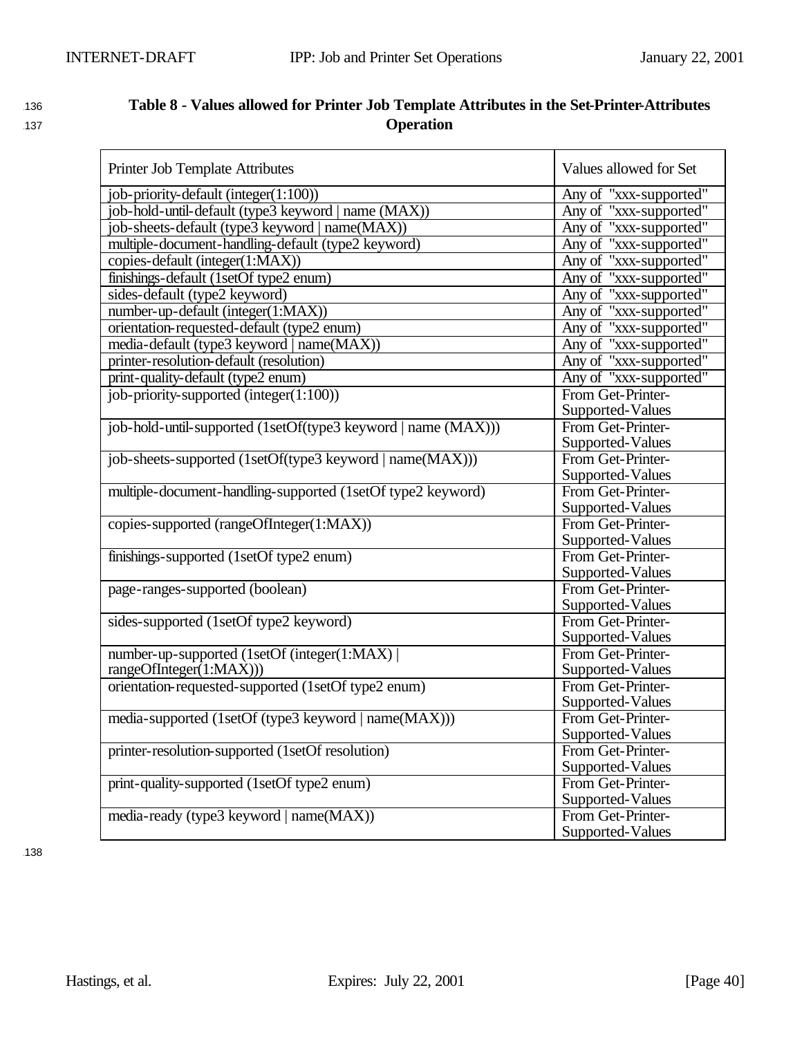**Table 8 - Values allowed for Printer Job Template Attributes in the Set-Printer-Attributes Operation**

| Printer Job Template Attributes | Values allowed for Set |
|---|---|
| job-priority-default (integer(1:100)) | Any of "xxx-supported" |
| job-hold-until-default (type3 keyword \| name (MAX)) | Any of "xxx-supported" |
| job-sheets-default (type3 keyword \| name(MAX)) | Any of "xxx-supported" |
| multiple-document-handling-default (type2 keyword) | Any of "xxx-supported" |
| copies-default (integer(1:MAX)) | Any of "xxx-supported" |
| finishings-default (1setOf type2 enum) | Any of "xxx-supported" |
| sides-default (type2 keyword) | Any of "xxx-supported" |
| number-up-default (integer(1:MAX)) | Any of "xxx-supported" |
| orientation-requested-default (type2 enum) | Any of "xxx-supported" |
| media-default (type3 keyword \| name(MAX)) | Any of "xxx-supported" |
| printer-resolution-default (resolution) | Any of "xxx-supported" |
| print-quality-default (type2 enum) | Any of "xxx-supported" |
| job-priority-supported (integer(1:100)) | From Get-Printer-Supported-Values |
| job-hold-until-supported (1setOf(type3 keyword \| name (MAX))) | From Get-Printer-Supported-Values |
| job-sheets-supported (1setOf(type3 keyword \| name(MAX))) | From Get-Printer-Supported-Values |
| multiple-document-handling-supported (1setOf type2 keyword) | From Get-Printer-Supported-Values |
| copies-supported (rangeOfInteger(1:MAX)) | From Get-Printer-Supported-Values |
| finishings-supported (1setOf type2 enum) | From Get-Printer-Supported-Values |
| page-ranges-supported (boolean) | From Get-Printer-Supported-Values |
| sides-supported (1setOf type2 keyword) | From Get-Printer-Supported-Values |
| number-up-supported (1setOf (integer(1:MAX) \| rangeOfInteger(1:MAX))) | From Get-Printer-Supported-Values |
| orientation-requested-supported (1setOf type2 enum) | From Get-Printer-Supported-Values |
| media-supported (1setOf (type3 keyword \| name(MAX))) | From Get-Printer-Supported-Values |
| printer-resolution-supported (1setOf resolution) | From Get-Printer-Supported-Values |
| print-quality-supported (1setOf type2 enum) | From Get-Printer-Supported-Values |
| media-ready (type3 keyword \| name(MAX)) | From Get-Printer-Supported-Values |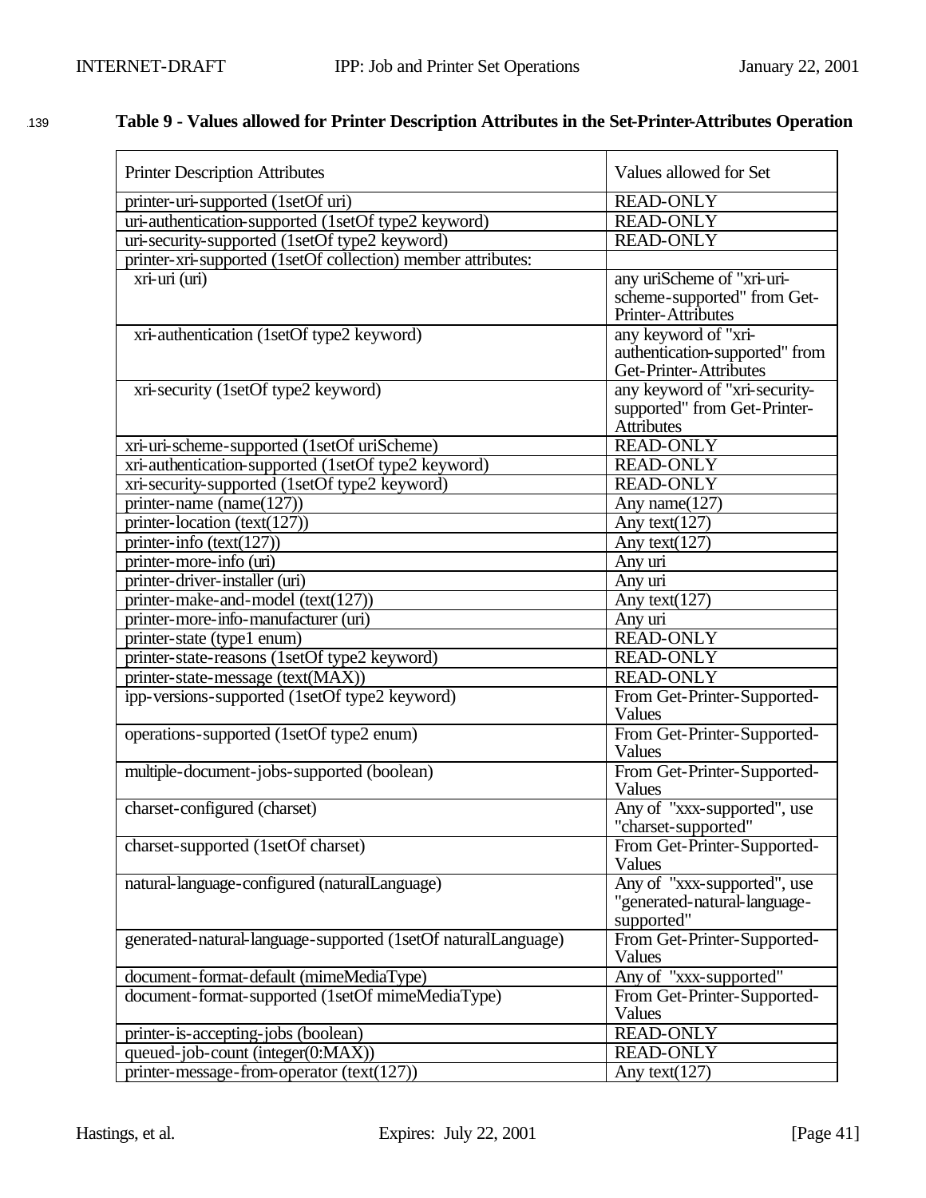**Table 9 - Values allowed for Printer Description Attributes in the Set-Printer-Attributes Operation**

| Printer Description Attributes | Values allowed for Set |
|---|---|
| printer-uri-supported (1setOf uri) | READ-ONLY |
| uri-authentication-supported (1setOf type2 keyword) | READ-ONLY |
| uri-security-supported (1setOf type2 keyword) | READ-ONLY |
| printer-xri-supported (1setOf collection) member attributes: | |
| xri-uri (uri) | any uriScheme of "xri-uri-scheme-supported" from Get-Printer-Attributes |
| xri-authentication (1setOf type2 keyword) | any keyword of "xri-authentication-supported" from Get-Printer-Attributes |
| xri-security (1setOf type2 keyword) | any keyword of "xri-security-supported" from Get-Printer-Attributes |
| xri-uri-scheme-supported (1setOf uriScheme) | READ-ONLY |
| xri-authentication-supported (1setOf type2 keyword) | READ-ONLY |
| xri-security-supported (1setOf type2 keyword) | READ-ONLY |
| printer-name (name(127)) | Any name(127) |
| printer-location (text(127)) | Any text(127) |
| printer-info (text(127)) | Any text(127) |
| printer-more-info (uri) | Any uri |
| printer-driver-installer (uri) | Any uri |
| printer-make-and-model (text(127)) | Any text(127) |
| printer-more-info-manufacturer (uri) | Any uri |
| printer-state (type1 enum) | READ-ONLY |
| printer-state-reasons (1setOf type2 keyword) | READ-ONLY |
| printer-state-message (text(MAX)) | READ-ONLY |
| ipp-versions-supported (1setOf type2 keyword) | From Get-Printer-Supported-Values |
| operations-supported (1setOf type2 enum) | From Get-Printer-Supported-Values |
| multiple-document-jobs-supported (boolean) | From Get-Printer-Supported-Values |
| charset-configured (charset) | Any of "xxx-supported", use "charset-supported" |
| charset-supported (1setOf charset) | From Get-Printer-Supported-Values |
| natural-language-configured (naturalLanguage) | Any of "xxx-supported", use "generated-natural-language-supported" |
| generated-natural-language-supported (1setOf naturalLanguage) | From Get-Printer-Supported-Values |
| document-format-default (mimeMediaType) | Any of "xxx-supported" |
| document-format-supported (1setOf mimeMediaType) | From Get-Printer-Supported-Values |
| printer-is-accepting-jobs (boolean) | READ-ONLY |
| queued-job-count (integer(0:MAX)) | READ-ONLY |
| printer-message-from-operator (text(127)) | Any text(127) |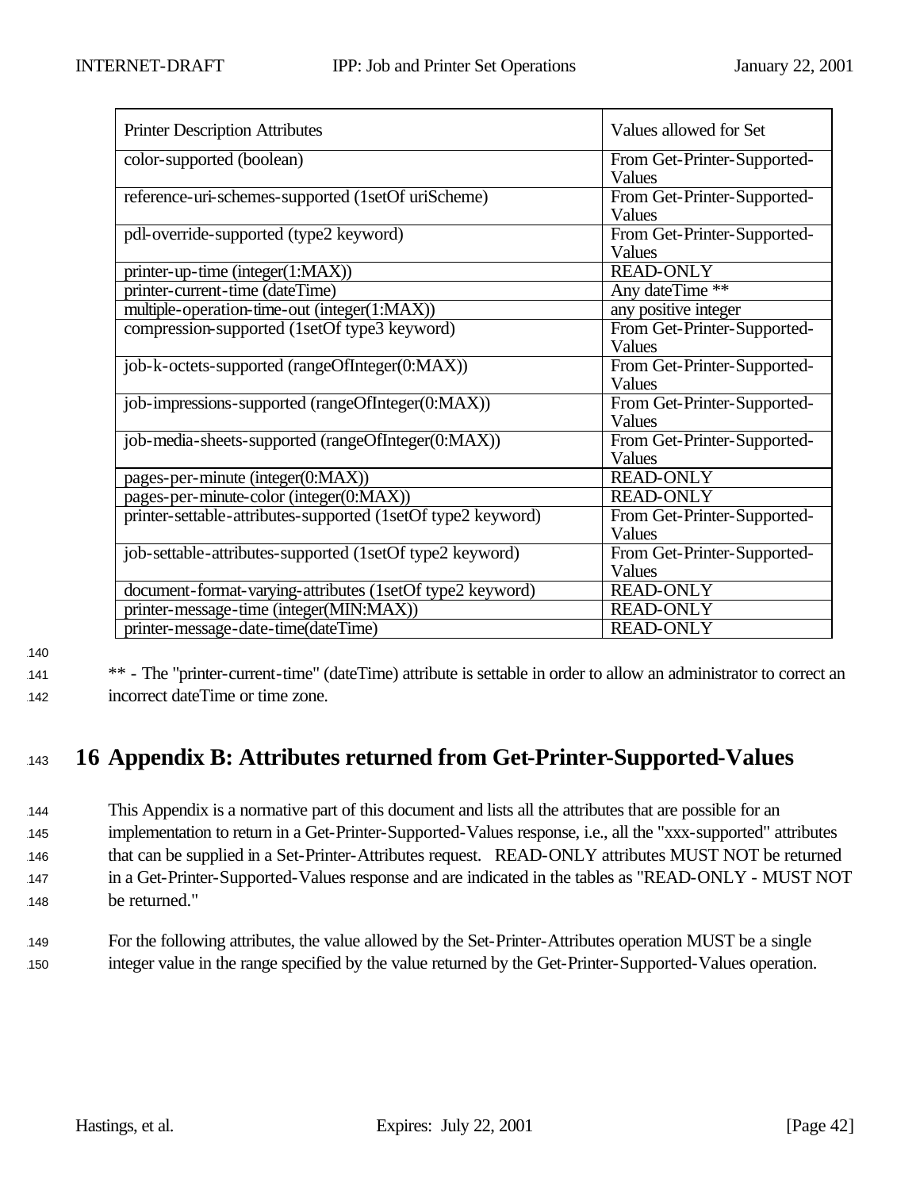| Printer Description Attributes | Values allowed for Set |
|---|---|
| color-supported (boolean) | From Get-Printer-Supported-Values |
| reference-uri-schemes-supported (1setOf uriScheme) | From Get-Printer-Supported-Values |
| pdl-override-supported (type2 keyword) | From Get-Printer-Supported-Values |
| printer-up-time (integer(1:MAX)) | READ-ONLY |
| printer-current-time (dateTime) | Any dateTime ** |
| multiple-operation-time-out (integer(1:MAX)) | any positive integer |
| compression-supported (1setOf type3 keyword) | From Get-Printer-Supported-Values |
| job-k-octets-supported (rangeOfInteger(0:MAX)) | From Get-Printer-Supported-Values |
| job-impressions-supported (rangeOfInteger(0:MAX)) | From Get-Printer-Supported-Values |
| job-media-sheets-supported (rangeOfInteger(0:MAX)) | From Get-Printer-Supported-Values |
| pages-per-minute (integer(0:MAX)) | READ-ONLY |
| pages-per-minute-color (integer(0:MAX)) | READ-ONLY |
| printer-settable-attributes-supported (1setOf type2 keyword) | From Get-Printer-Supported-Values |
| job-settable-attributes-supported (1setOf type2 keyword) | From Get-Printer-Supported-Values |
| document-format-varying-attributes (1setOf type2 keyword) | READ-ONLY |
| printer-message-time (integer(MIN:MAX)) | READ-ONLY |
| printer-message-date-time(dateTime) | READ-ONLY |

** - The "printer-current-time" (dateTime) attribute is settable in order to allow an administrator to correct an incorrect dateTime or time zone.

# 16 Appendix B: Attributes returned from Get-Printer-Supported-Values

This Appendix is a normative part of this document and lists all the attributes that are possible for an implementation to return in a Get-Printer-Supported-Values response, i.e., all the "xxx-supported" attributes that can be supplied in a Set-Printer-Attributes request. READ-ONLY attributes MUST NOT be returned in a Get-Printer-Supported-Values response and are indicated in the tables as "READ-ONLY - MUST NOT be returned."

For the following attributes, the value allowed by the Set-Printer-Attributes operation MUST be a single integer value in the range specified by the value returned by the Get-Printer-Supported-Values operation.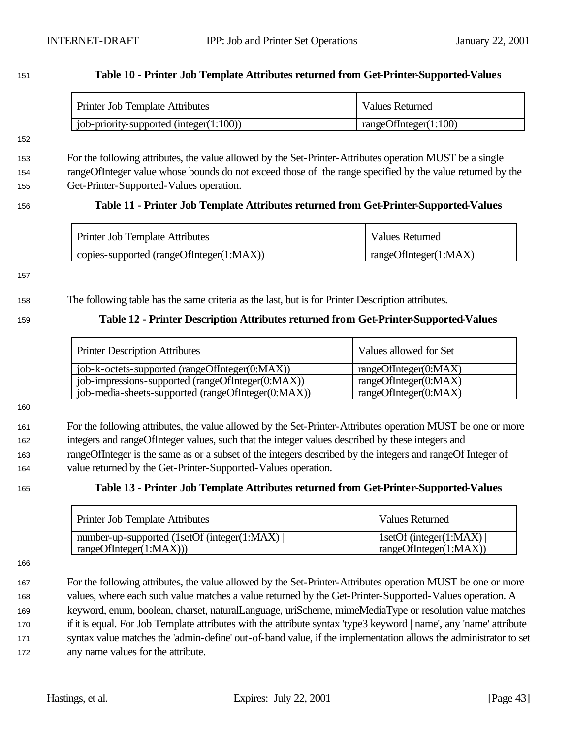**Table 10 - Printer Job Template Attributes returned from Get-Printer-Supported-Values**

| Printer Job Template Attributes | Values Returned |
|---|---|
| job-priority-supported (integer(1:100)) | rangeOfInteger(1:100) |

For the following attributes, the value allowed by the Set-Printer-Attributes operation MUST be a single rangeOfInteger value whose bounds do not exceed those of the range specified by the value returned by the Get-Printer-Supported-Values operation.

**Table 11 - Printer Job Template Attributes returned from Get-Printer-Supported-Values**

| Printer Job Template Attributes | Values Returned |
|---|---|
| copies-supported (rangeOfInteger(1:MAX)) | rangeOfInteger(1:MAX) |

The following table has the same criteria as the last, but is for Printer Description attributes.

**Table 12 - Printer Description Attributes returned from Get-Printer-Supported-Values**

| Printer Description Attributes | Values allowed for Set |
|---|---|
| job-k-octets-supported (rangeOfInteger(0:MAX)) | rangeOfInteger(0:MAX) |
| job-impressions-supported (rangeOfInteger(0:MAX)) | rangeOfInteger(0:MAX) |
| job-media-sheets-supported (rangeOfInteger(0:MAX)) | rangeOfInteger(0:MAX) |

For the following attributes, the value allowed by the Set-Printer-Attributes operation MUST be one or more integers and rangeOfInteger values, such that the integer values described by these integers and rangeOfInteger is the same as or a subset of the integers described by the integers and rangeOf Integer of value returned by the Get-Printer-Supported-Values operation.

**Table 13 - Printer Job Template Attributes returned from Get-Printer-Supported-Values**

| Printer Job Template Attributes | Values Returned |
|---|---|
| number-up-supported (1setOf (integer(1:MAX) \| rangeOfInteger(1:MAX))) | 1setOf (integer(1:MAX) \| rangeOfInteger(1:MAX)) |

For the following attributes, the value allowed by the Set-Printer-Attributes operation MUST be one or more values, where each such value matches a value returned by the Get-Printer-Supported-Values operation. A keyword, enum, boolean, charset, naturalLanguage, uriScheme, mimeMediaType or resolution value matches if it is equal. For Job Template attributes with the attribute syntax 'type3 keyword | name', any 'name' attribute syntax value matches the 'admin-define' out-of-band value, if the implementation allows the administrator to set any name values for the attribute.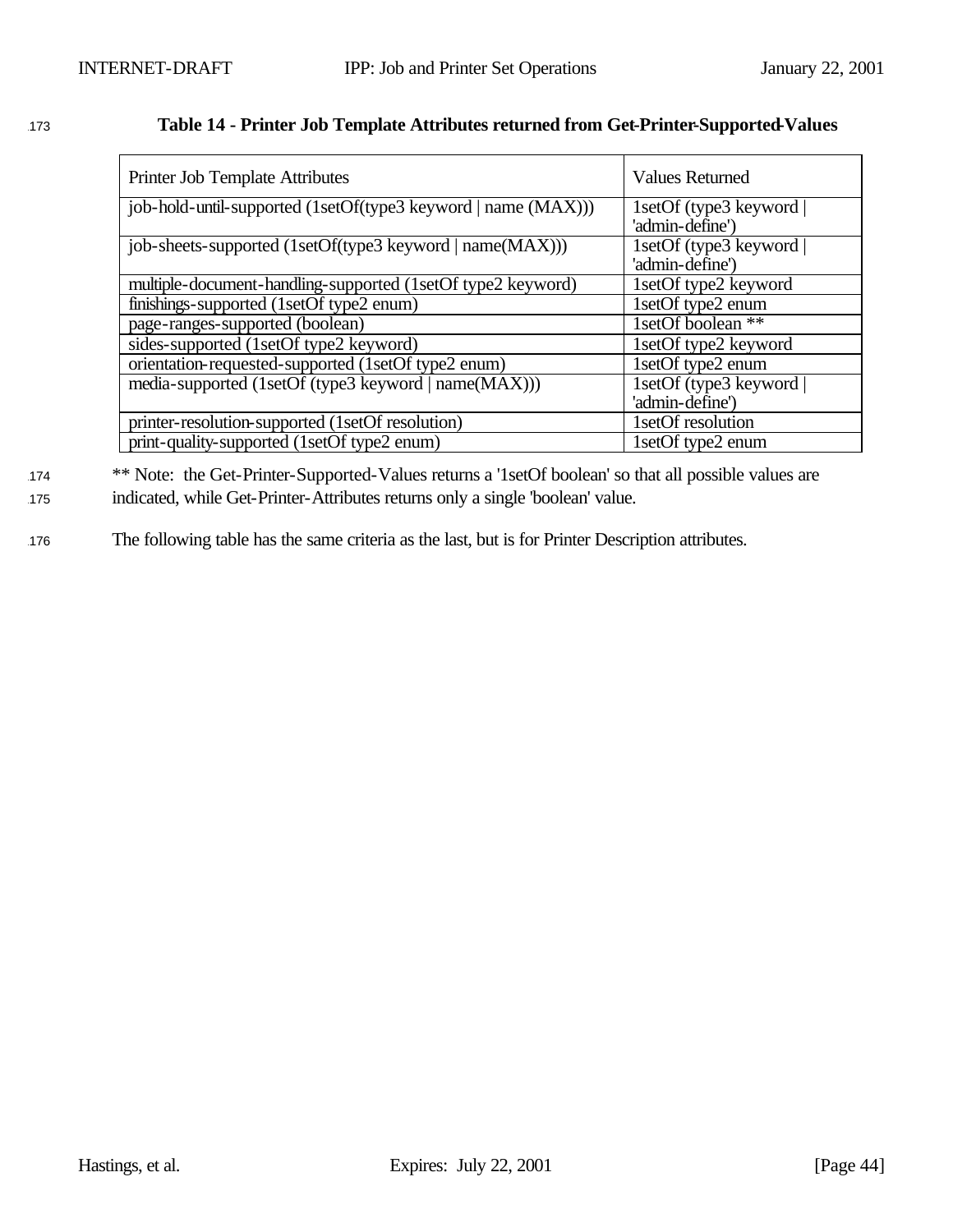**Table 14 - Printer Job Template Attributes returned from Get-Printer-Supported-Values**

| Printer Job Template Attributes | Values Returned |
| --- | --- |
| job-hold-until-supported (1setOf(type3 keyword \| name (MAX))) | 1setOf (type3 keyword \| 'admin-define') |
| job-sheets-supported (1setOf(type3 keyword \| name(MAX))) | 1setOf (type3 keyword \| 'admin-define') |
| multiple-document-handling-supported (1setOf type2 keyword) | 1setOf type2 keyword |
| finishings-supported (1setOf type2 enum) | 1setOf type2 enum |
| page-ranges-supported (boolean) | 1setOf boolean ** |
| sides-supported (1setOf type2 keyword) | 1setOf type2 keyword |
| orientation-requested-supported (1setOf type2 enum) | 1setOf type2 enum |
| media-supported (1setOf (type3 keyword \| name(MAX))) | 1setOf (type3 keyword \| 'admin-define') |
| printer-resolution-supported (1setOf resolution) | 1setOf resolution |
| print-quality-supported (1setOf type2 enum) | 1setOf type2 enum |

** Note: the Get-Printer-Supported-Values returns a '1setOf boolean' so that all possible values are indicated, while Get-Printer-Attributes returns only a single 'boolean' value.

The following table has the same criteria as the last, but is for Printer Description attributes.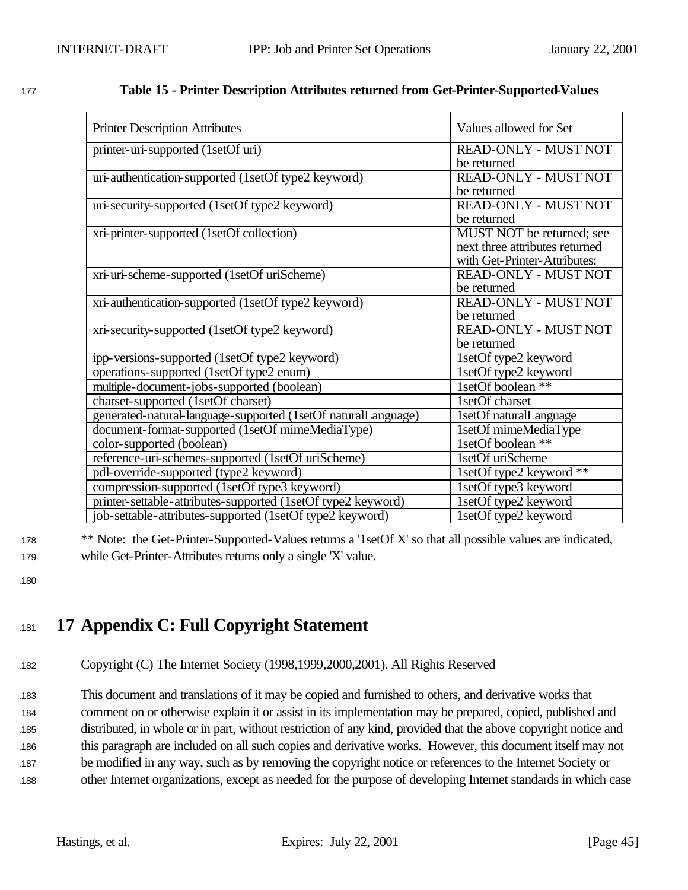**Table 15 - Printer Description Attributes returned from Get-Printer-Supported-Values**

| Printer Description Attributes | Values allowed for Set |
|---|---|
| printer-uri-supported (1setOf uri) | READ-ONLY - MUST NOT be returned |
| uri-authentication-supported (1setOf type2 keyword) | READ-ONLY - MUST NOT be returned |
| uri-security-supported (1setOf type2 keyword) | READ-ONLY - MUST NOT be returned |
| xri-printer-supported (1setOf collection) | MUST NOT be returned; see next three attributes returned with Get-Printer-Attributes: |
| xri-uri-scheme-supported (1setOf uriScheme) | READ-ONLY - MUST NOT be returned |
| xri-authentication-supported (1setOf type2 keyword) | READ-ONLY - MUST NOT be returned |
| xri-security-supported (1setOf type2 keyword) | READ-ONLY - MUST NOT be returned |
| ipp-versions-supported (1setOf type2 keyword) | 1setOf type2 keyword |
| operations-supported (1setOf type2 enum) | 1setOf type2 keyword |
| multiple-document-jobs-supported (boolean) | 1setOf boolean ** |
| charset-supported (1setOf charset) | 1setOf charset |
| generated-natural-language-supported (1setOf naturalLanguage) | 1setOf naturalLanguage |
| document-format-supported (1setOf mimeMediaType) | 1setOf mimeMediaType |
| color-supported (boolean) | 1setOf boolean ** |
| reference-uri-schemes-supported (1setOf uriScheme) | 1setOf uriScheme |
| pdl-override-supported (type2 keyword) | 1setOf type2 keyword ** |
| compression-supported (1setOf type3 keyword) | 1setOf type3 keyword |
| printer-settable-attributes-supported (1setOf type2 keyword) | 1setOf type2 keyword |
| job-settable-attributes-supported (1setOf type2 keyword) | 1setOf type2 keyword |

** Note: the Get-Printer-Supported-Values returns a '1setOf X' so that all possible values are indicated, while Get-Printer-Attributes returns only a single 'X' value.

# 17 Appendix C: Full Copyright Statement

Copyright (C) The Internet Society (1998,1999,2000,2001). All Rights Reserved

This document and translations of it may be copied and furnished to others, and derivative works that comment on or otherwise explain it or assist in its implementation may be prepared, copied, published and distributed, in whole or in part, without restriction of any kind, provided that the above copyright notice and this paragraph are included on all such copies and derivative works. However, this document itself may not be modified in any way, such as by removing the copyright notice or references to the Internet Society or other Internet organizations, except as needed for the purpose of developing Internet standards in which case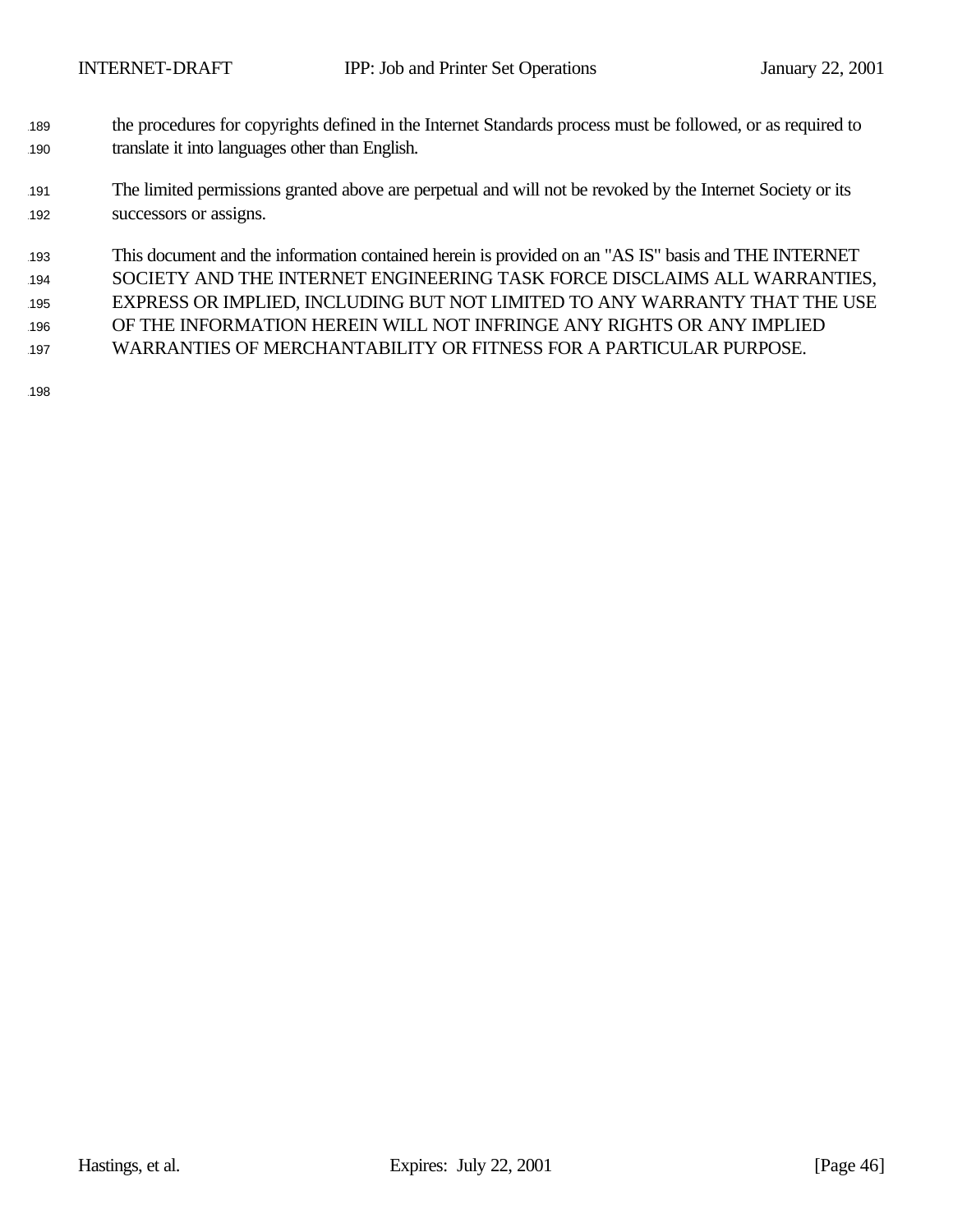the procedures for copyrights defined in the Internet Standards process must be followed, or as required to translate it into languages other than English.

The limited permissions granted above are perpetual and will not be revoked by the Internet Society or its successors or assigns.

This document and the information contained herein is provided on an "AS IS" basis and THE INTERNET SOCIETY AND THE INTERNET ENGINEERING TASK FORCE DISCLAIMS ALL WARRANTIES, EXPRESS OR IMPLIED, INCLUDING BUT NOT LIMITED TO ANY WARRANTY THAT THE USE OF THE INFORMATION HEREIN WILL NOT INFRINGE ANY RIGHTS OR ANY IMPLIED WARRANTIES OF MERCHANTABILITY OR FITNESS FOR A PARTICULAR PURPOSE.